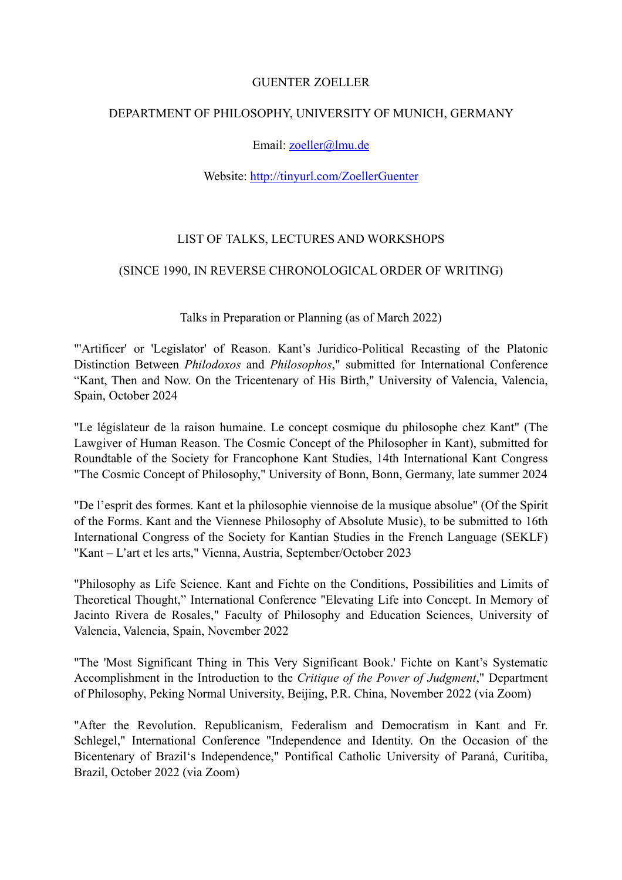GUENTER ZOELLER

DEPARTMENT OF PHILOSOPHY, UNIVERSITY OF MUNICH, GERMANY

Email: zoeller@lmu.de

Website: http://tinyurl.com/ZoellerGuenter

## LIST OF TALKS, LECTURES AND WORKSHOPS

## (SINCE 1990, IN REVERSE CHRONOLOGICAL ORDER OF WRITING)

### Talks in Preparation or Planning (as of March 2022)

"'Artificer' or 'Legislator' of Reason. Kant's Juridico-Political Recasting of the Platonic Distinction Between *Philodoxos* and *Philosophos*," submitted for International Conference "Kant, Then and Now. On the Tricentenary of His Birth," University of Valencia, Valencia, Spain, October 2024

"Le législateur de la raison humaine. Le concept cosmique du philosophe chez Kant" (The Lawgiver of Human Reason. The Cosmic Concept of the Philosopher in Kant), submitted for Roundtable of the Society for Francophone Kant Studies, 14th International Kant Congress "The Cosmic Concept of Philosophy," University of Bonn, Bonn, Germany, late summer 2024

"De l'esprit des formes. Kant et la philosophie viennoise de la musique absolue" (Of the Spirit of the Forms. Kant and the Viennese Philosophy of Absolute Music), to be submitted to 16th International Congress of the Society for Kantian Studies in the French Language (SEKLF) "Kant – L'art et les arts," Vienna, Austria, September/October 2023

"Philosophy as Life Science. Kant and Fichte on the Conditions, Possibilities and Limits of Theoretical Thought," International Conference "Elevating Life into Concept. In Memory of Jacinto Rivera de Rosales," Faculty of Philosophy and Education Sciences, University of Valencia, Valencia, Spain, November 2022

"The 'Most Significant Thing in This Very Significant Book.' Fichte on Kant's Systematic Accomplishment in the Introduction to the *Critique of the Power of Judgment*," Department of Philosophy, Peking Normal University, Beijing, P.R. China, November 2022 (via Zoom)

"After the Revolution. Republicanism, Federalism and Democratism in Kant and Fr. Schlegel," International Conference "Independence and Identity. On the Occasion of the Bicentenary of Brazil's Independence," Pontifical Catholic University of Paraná, Curitiba, Brazil, October 2022 (via Zoom)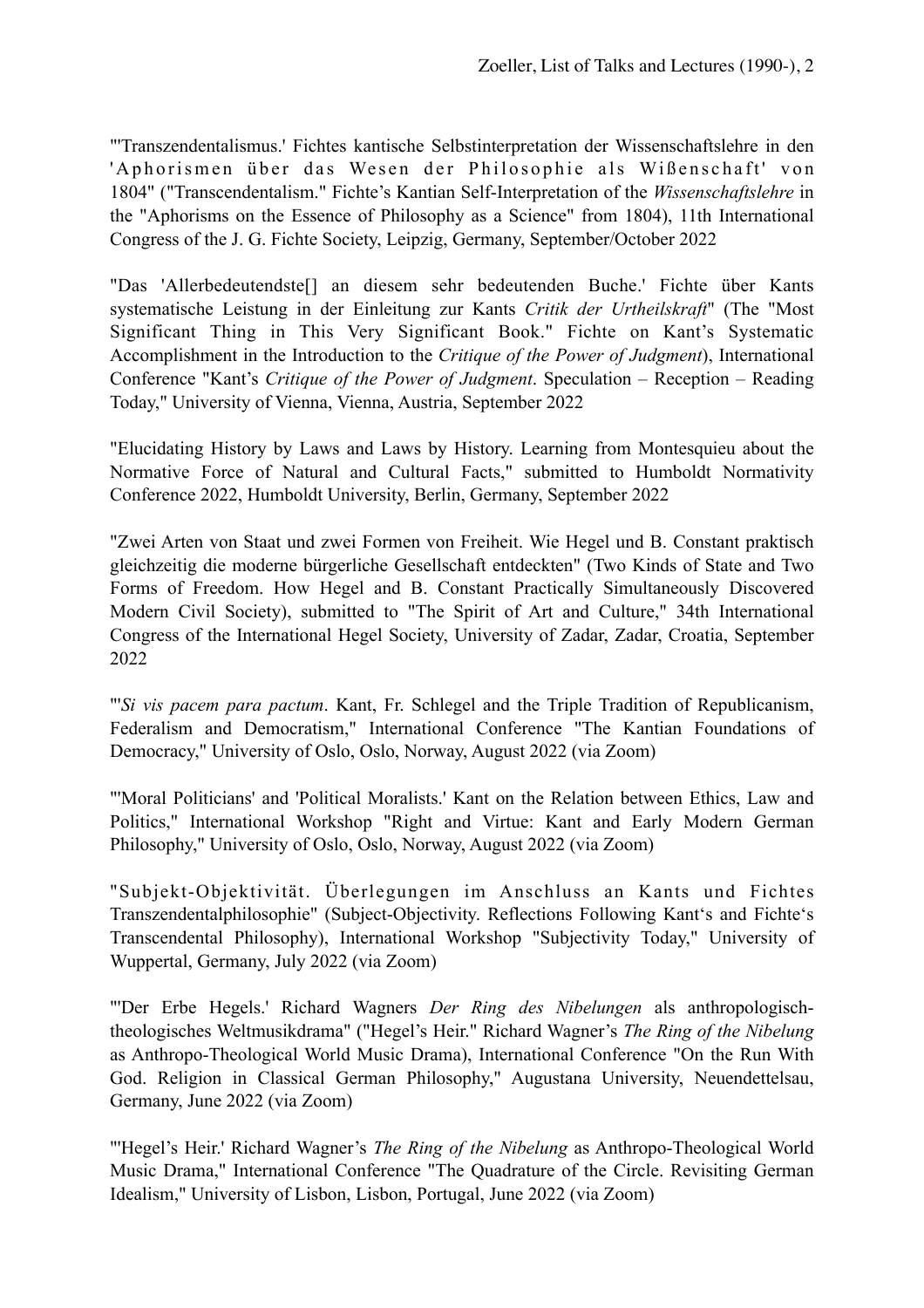"'Transzendentalismus.' Fichtes kantische Selbstinterpretation der Wissenschaftslehre in den 'Aphorismen über das Wesen der Philosophie als Wißenschaft' von 1804" ("Transcendentalism." Fichte's Kantian Self-Interpretation of the *Wissenschaftslehre* in the "Aphorisms on the Essence of Philosophy as a Science" from 1804), 11th International Congress of the J. G. Fichte Society, Leipzig, Germany, September/October 2022

"Das 'Allerbedeutendste[] an diesem sehr bedeutenden Buche.' Fichte über Kants systematische Leistung in der Einleitung zur Kants *Critik der Urtheilskraft*" (The "Most Significant Thing in This Very Significant Book." Fichte on Kant's Systematic Accomplishment in the Introduction to the *Critique of the Power of Judgment*), International Conference "Kant's *Critique of the Power of Judgment*. Speculation – Reception – Reading Today," University of Vienna, Vienna, Austria, September 2022

"Elucidating History by Laws and Laws by History. Learning from Montesquieu about the Normative Force of Natural and Cultural Facts," submitted to Humboldt Normativity Conference 2022, Humboldt University, Berlin, Germany, September 2022

"Zwei Arten von Staat und zwei Formen von Freiheit. Wie Hegel und B. Constant praktisch gleichzeitig die moderne bürgerliche Gesellschaft entdeckten" (Two Kinds of State and Two Forms of Freedom. How Hegel and B. Constant Practically Simultaneously Discovered Modern Civil Society), submitted to "The Spirit of Art and Culture," 34th International Congress of the International Hegel Society, University of Zadar, Zadar, Croatia, September 2022

"'*Si vis pacem para pactum*. Kant, Fr. Schlegel and the Triple Tradition of Republicanism, Federalism and Democratism," International Conference "The Kantian Foundations of Democracy," University of Oslo, Oslo, Norway, August 2022 (via Zoom)

"'Moral Politicians' and 'Political Moralists.' Kant on the Relation between Ethics, Law and Politics," International Workshop "Right and Virtue: Kant and Early Modern German Philosophy," University of Oslo, Oslo, Norway, August 2022 (via Zoom)

"Subjekt-Objektivität. Überlegungen im Anschluss an Kants und Fichtes Transzendentalphilosophie" (Subject-Objectivity. Reflections Following Kant's and Fichte's Transcendental Philosophy), International Workshop "Subjectivity Today," University of Wuppertal, Germany, July 2022 (via Zoom)

"'Der Erbe Hegels.' Richard Wagners *Der Ring des Nibelungen* als anthropologisch-theologisches Weltmusikdrama" ("Hegel's Heir." Richard Wagner's *The Ring of the Nibelung* as Anthropo-Theological World Music Drama), International Conference "On the Run With God. Religion in Classical German Philosophy," Augustana University, Neuendettelsau, Germany, June 2022 (via Zoom)

"'Hegel's Heir.' Richard Wagner's *The Ring of the Nibelung* as Anthropo-Theological World Music Drama," International Conference "The Quadrature of the Circle. Revisiting German Idealism," University of Lisbon, Lisbon, Portugal, June 2022 (via Zoom)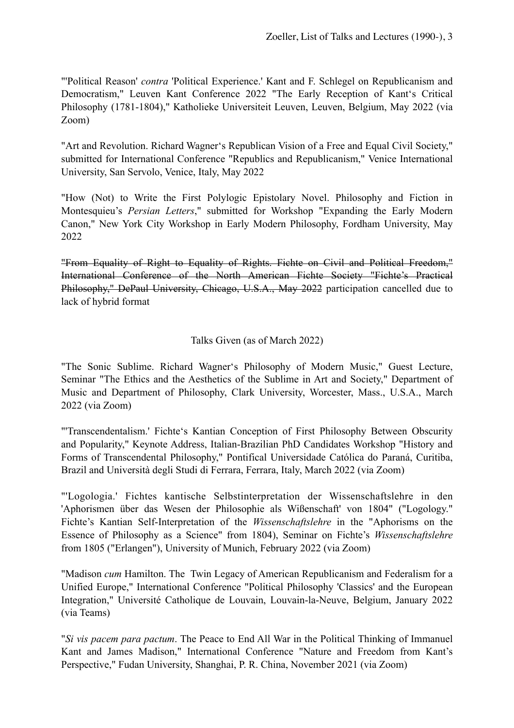"'Political Reason' *contra* 'Political Experience.' Kant and F. Schlegel on Republicanism and Democratism," Leuven Kant Conference 2022 "The Early Reception of Kant's Critical Philosophy (1781-1804)," Katholieke Universiteit Leuven, Leuven, Belgium, May 2022 (via Zoom)

"Art and Revolution. Richard Wagner's Republican Vision of a Free and Equal Civil Society," submitted for International Conference "Republics and Republicanism," Venice International University, San Servolo, Venice, Italy, May 2022

"How (Not) to Write the First Polylogic Epistolary Novel. Philosophy and Fiction in Montesquieu's *Persian Letters*," submitted for Workshop "Expanding the Early Modern Canon," New York City Workshop in Early Modern Philosophy, Fordham University, May 2022

~~"From Equality of Right to Equality of Rights. Fichte on Civil and Political Freedom," International Conference of the North American Fichte Society "Fichte's Practical Philosophy," DePaul University, Chicago, U.S.A., May 2022~~ participation cancelled due to lack of hybrid format

Talks Given (as of March 2022)

"The Sonic Sublime. Richard Wagner's Philosophy of Modern Music," Guest Lecture, Seminar "The Ethics and the Aesthetics of the Sublime in Art and Society," Department of Music and Department of Philosophy, Clark University, Worcester, Mass., U.S.A., March 2022 (via Zoom)

"'Transcendentalism.' Fichte's Kantian Conception of First Philosophy Between Obscurity and Popularity," Keynote Address, Italian-Brazilian PhD Candidates Workshop "History and Forms of Transcendental Philosophy," Pontifical Universidade Católica do Paraná, Curitiba, Brazil and Università degli Studi di Ferrara, Ferrara, Italy, March 2022 (via Zoom)

"'Logologia.' Fichtes kantische Selbstinterpretation der Wissenschaftslehre in den 'Aphorismen über das Wesen der Philosophie als Wißenschaft' von 1804" ("Logology." Fichte's Kantian Self-Interpretation of the *Wissenschaftslehre* in the "Aphorisms on the Essence of Philosophy as a Science" from 1804), Seminar on Fichte's *Wissenschaftslehre* from 1805 ("Erlangen"), University of Munich, February 2022 (via Zoom)

"Madison *cum* Hamilton. The Twin Legacy of American Republicanism and Federalism for a Unified Europe," International Conference "Political Philosophy 'Classics' and the European Integration," Université Catholique de Louvain, Louvain-la-Neuve, Belgium, January 2022 (via Teams)

"*Si vis pacem para pactum*. The Peace to End All War in the Political Thinking of Immanuel Kant and James Madison," International Conference "Nature and Freedom from Kant's Perspective," Fudan University, Shanghai, P. R. China, November 2021 (via Zoom)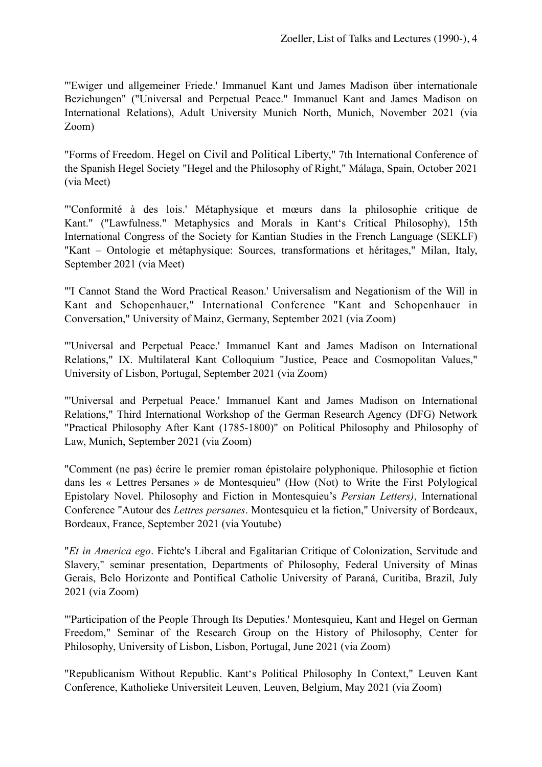"'Ewiger und allgemeiner Friede.' Immanuel Kant und James Madison über internationale Beziehungen" ("Universal and Perpetual Peace." Immanuel Kant and James Madison on International Relations), Adult University Munich North, Munich, November 2021 (via Zoom)

"Forms of Freedom. Hegel on Civil and Political Liberty," 7th International Conference of the Spanish Hegel Society "Hegel and the Philosophy of Right," Málaga, Spain, October 2021 (via Meet)

"'Conformité à des lois.' Métaphysique et mœurs dans la philosophie critique de Kant." ("Lawfulness." Metaphysics and Morals in Kant's Critical Philosophy), 15th International Congress of the Society for Kantian Studies in the French Language (SEKLF) "Kant – Ontologie et métaphysique: Sources, transformations et héritages," Milan, Italy, September 2021 (via Meet)

"'I Cannot Stand the Word Practical Reason.' Universalism and Negationism of the Will in Kant and Schopenhauer," International Conference "Kant and Schopenhauer in Conversation," University of Mainz, Germany, September 2021 (via Zoom)

"'Universal and Perpetual Peace.' Immanuel Kant and James Madison on International Relations," IX. Multilateral Kant Colloquium "Justice, Peace and Cosmopolitan Values," University of Lisbon, Portugal, September 2021 (via Zoom)

"'Universal and Perpetual Peace.' Immanuel Kant and James Madison on International Relations," Third International Workshop of the German Research Agency (DFG) Network "Practical Philosophy After Kant (1785-1800)" on Political Philosophy and Philosophy of Law, Munich, September 2021 (via Zoom)

"Comment (ne pas) écrire le premier roman épistolaire polyphonique. Philosophie et fiction dans les « Lettres Persanes » de Montesquieu" (How (Not) to Write the First Polylogical Epistolary Novel. Philosophy and Fiction in Montesquieu's *Persian Letters)*, International Conference "Autour des *Lettres persanes*. Montesquieu et la fiction," University of Bordeaux, Bordeaux, France, September 2021 (via Youtube)

"*Et in America ego*. Fichte's Liberal and Egalitarian Critique of Colonization, Servitude and Slavery," seminar presentation, Departments of Philosophy, Federal University of Minas Gerais, Belo Horizonte and Pontifical Catholic University of Paraná, Curitiba, Brazil, July 2021 (via Zoom)

"'Participation of the People Through Its Deputies.' Montesquieu, Kant and Hegel on German Freedom," Seminar of the Research Group on the History of Philosophy, Center for Philosophy, University of Lisbon, Lisbon, Portugal, June 2021 (via Zoom)

"Republicanism Without Republic. Kant's Political Philosophy In Context," Leuven Kant Conference, Katholieke Universiteit Leuven, Leuven, Belgium, May 2021 (via Zoom)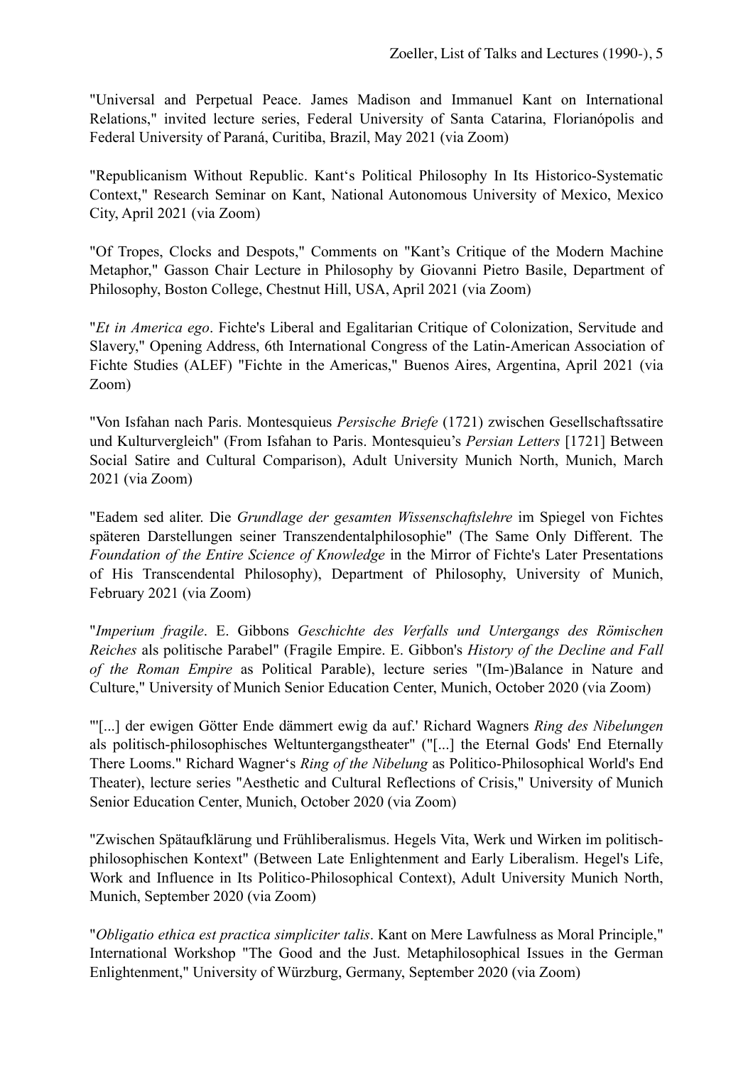"Universal and Perpetual Peace. James Madison and Immanuel Kant on International Relations," invited lecture series, Federal University of Santa Catarina, Florianópolis and Federal University of Paraná, Curitiba, Brazil, May 2021 (via Zoom)

"Republicanism Without Republic. Kant's Political Philosophy In Its Historico-Systematic Context," Research Seminar on Kant, National Autonomous University of Mexico, Mexico City, April 2021 (via Zoom)

"Of Tropes, Clocks and Despots," Comments on "Kant's Critique of the Modern Machine Metaphor," Gasson Chair Lecture in Philosophy by Giovanni Pietro Basile, Department of Philosophy, Boston College, Chestnut Hill, USA, April 2021 (via Zoom)

"*Et in America ego*. Fichte's Liberal and Egalitarian Critique of Colonization, Servitude and Slavery," Opening Address, 6th International Congress of the Latin-American Association of Fichte Studies (ALEF) "Fichte in the Americas," Buenos Aires, Argentina, April 2021 (via Zoom)

"Von Isfahan nach Paris. Montesquieus *Persische Briefe* (1721) zwischen Gesellschaftssatire und Kulturvergleich" (From Isfahan to Paris. Montesquieu's *Persian Letters* [1721] Between Social Satire and Cultural Comparison), Adult University Munich North, Munich, March 2021 (via Zoom)

"Eadem sed aliter. Die *Grundlage der gesamten Wissenschaftslehre* im Spiegel von Fichtes späteren Darstellungen seiner Transzendentalphilosophie" (The Same Only Different. The *Foundation of the Entire Science of Knowledge* in the Mirror of Fichte's Later Presentations of His Transcendental Philosophy), Department of Philosophy, University of Munich, February 2021 (via Zoom)

"*Imperium fragile*. E. Gibbons *Geschichte des Verfalls und Untergangs des Römischen Reiches* als politische Parabel" (Fragile Empire. E. Gibbon's *History of the Decline and Fall of the Roman Empire* as Political Parable), lecture series "(Im-)Balance in Nature and Culture," University of Munich Senior Education Center, Munich, October 2020 (via Zoom)

"'[...] der ewigen Götter Ende dämmert ewig da auf.' Richard Wagners *Ring des Nibelungen* als politisch-philosophisches Weltuntergangstheater" ("[...] the Eternal Gods' End Eternally There Looms." Richard Wagner's *Ring of the Nibelung* as Politico-Philosophical World's End Theater), lecture series "Aesthetic and Cultural Reflections of Crisis," University of Munich Senior Education Center, Munich, October 2020 (via Zoom)

"Zwischen Spätaufklärung und Frühliberalismus. Hegels Vita, Werk und Wirken im politisch-philosophischen Kontext" (Between Late Enlightenment and Early Liberalism. Hegel's Life, Work and Influence in Its Politico-Philosophical Context), Adult University Munich North, Munich, September 2020 (via Zoom)

"*Obligatio ethica est practica simpliciter talis*. Kant on Mere Lawfulness as Moral Principle," International Workshop "The Good and the Just. Metaphilosophical Issues in the German Enlightenment," University of Würzburg, Germany, September 2020 (via Zoom)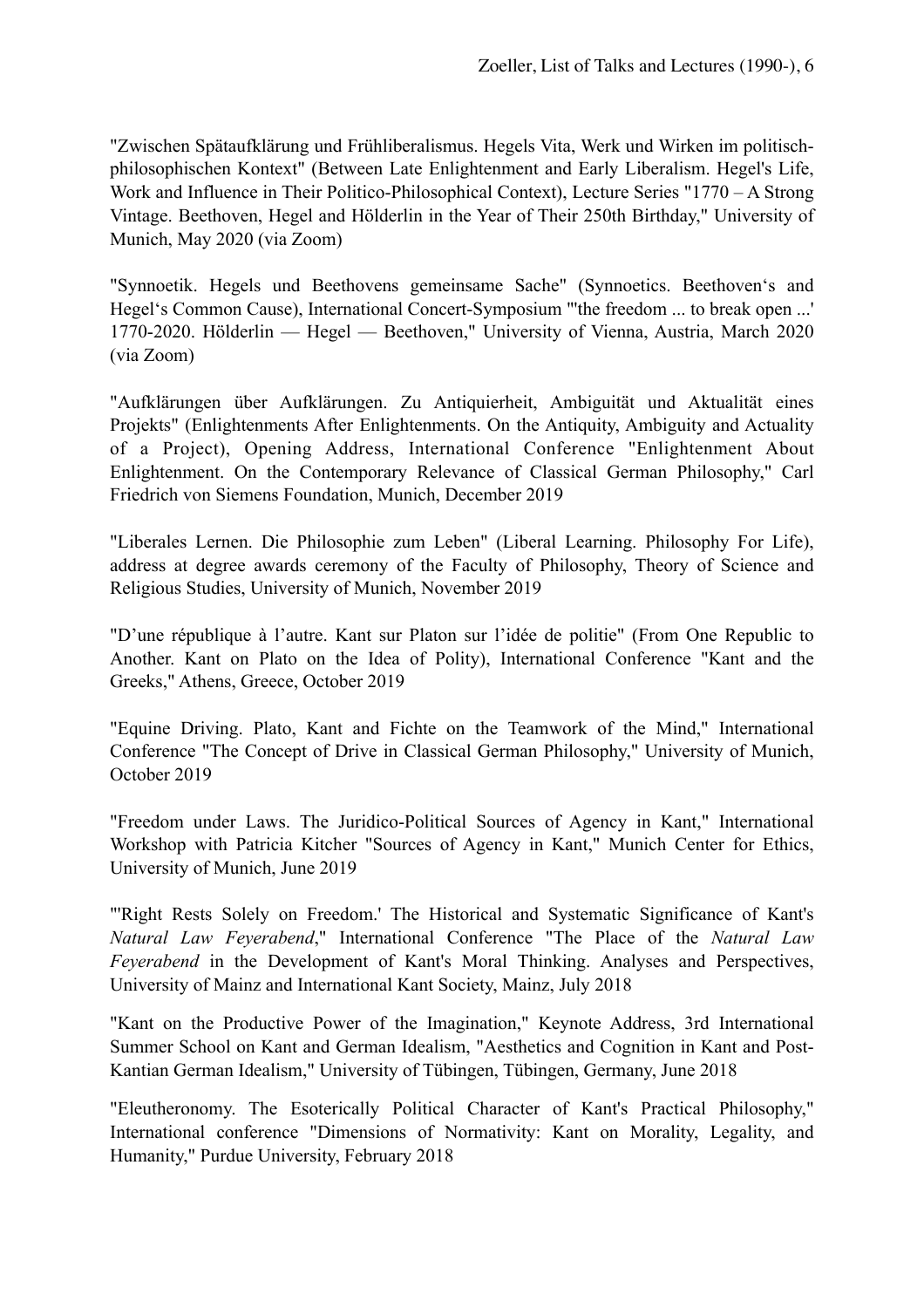"Zwischen Spätaufklärung und Frühliberalismus. Hegels Vita, Werk und Wirken im politisch-philosophischen Kontext" (Between Late Enlightenment and Early Liberalism. Hegel's Life, Work and Influence in Their Politico-Philosophical Context), Lecture Series "1770 – A Strong Vintage. Beethoven, Hegel and Hölderlin in the Year of Their 250th Birthday," University of Munich, May 2020 (via Zoom)

"Synnoetik. Hegels und Beethovens gemeinsame Sache" (Synnoetics. Beethoven's and Hegel's Common Cause), International Concert-Symposium "'the freedom ... to break open ...' 1770-2020. Hölderlin — Hegel — Beethoven," University of Vienna, Austria, March 2020 (via Zoom)

"Aufklärungen über Aufklärungen. Zu Antiquierheit, Ambiguität und Aktualität eines Projekts" (Enlightenments After Enlightenments. On the Antiquity, Ambiguity and Actuality of a Project), Opening Address, International Conference "Enlightenment About Enlightenment. On the Contemporary Relevance of Classical German Philosophy," Carl Friedrich von Siemens Foundation, Munich, December 2019

"Liberales Lernen. Die Philosophie zum Leben" (Liberal Learning. Philosophy For Life), address at degree awards ceremony of the Faculty of Philosophy, Theory of Science and Religious Studies, University of Munich, November 2019

"D'une république à l'autre. Kant sur Platon sur l'idée de politie" (From One Republic to Another. Kant on Plato on the Idea of Polity), International Conference "Kant and the Greeks," Athens, Greece, October 2019

"Equine Driving. Plato, Kant and Fichte on the Teamwork of the Mind," International Conference "The Concept of Drive in Classical German Philosophy," University of Munich, October 2019

"Freedom under Laws. The Juridico-Political Sources of Agency in Kant," International Workshop with Patricia Kitcher "Sources of Agency in Kant," Munich Center for Ethics, University of Munich, June 2019

"'Right Rests Solely on Freedom.' The Historical and Systematic Significance of Kant's *Natural Law Feyerabend*," International Conference "The Place of the *Natural Law Feyerabend* in the Development of Kant's Moral Thinking. Analyses and Perspectives, University of Mainz and International Kant Society, Mainz, July 2018

"Kant on the Productive Power of the Imagination," Keynote Address, 3rd International Summer School on Kant and German Idealism, "Aesthetics and Cognition in Kant and Post-Kantian German Idealism," University of Tübingen, Tübingen, Germany, June 2018

"Eleutheronomy. The Esoterically Political Character of Kant's Practical Philosophy," International conference "Dimensions of Normativity: Kant on Morality, Legality, and Humanity," Purdue University, February 2018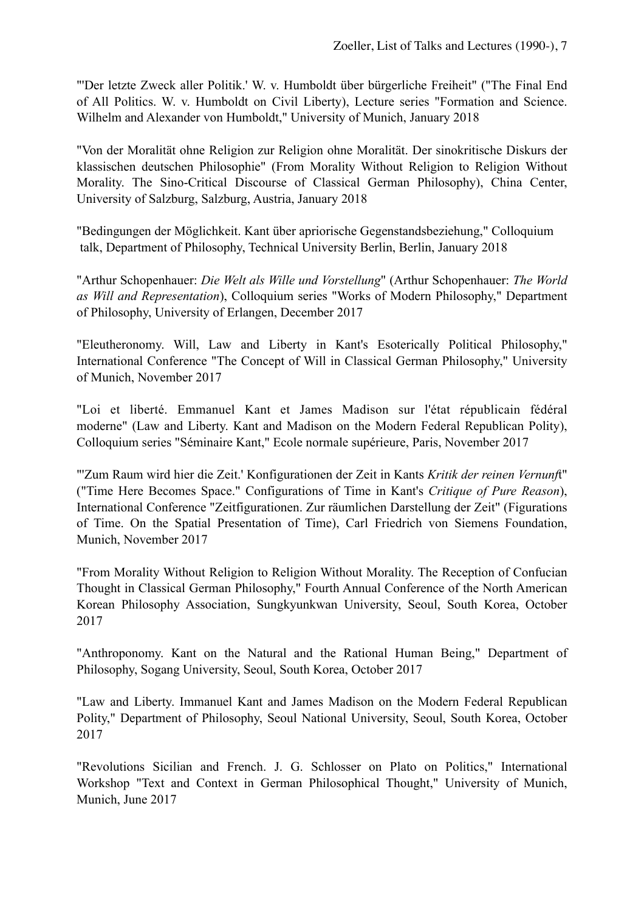"'Der letzte Zweck aller Politik.' W. v. Humboldt über bürgerliche Freiheit" ("The Final End of All Politics. W. v. Humboldt on Civil Liberty), Lecture series "Formation and Science. Wilhelm and Alexander von Humboldt," University of Munich, January 2018

"Von der Moralität ohne Religion zur Religion ohne Moralität. Der sinokritische Diskurs der klassischen deutschen Philosophie" (From Morality Without Religion to Religion Without Morality. The Sino-Critical Discourse of Classical German Philosophy), China Center, University of Salzburg, Salzburg, Austria, January 2018

"Bedingungen der Möglichkeit. Kant über apriorische Gegenstandsbeziehung," Colloquium talk, Department of Philosophy, Technical University Berlin, Berlin, January 2018

"Arthur Schopenhauer: *Die Welt als Wille und Vorstellung*" (Arthur Schopenhauer: *The World as Will and Representation*), Colloquium series "Works of Modern Philosophy," Department of Philosophy, University of Erlangen, December 2017

"Eleutheronomy. Will, Law and Liberty in Kant's Esoterically Political Philosophy," International Conference "The Concept of Will in Classical German Philosophy," University of Munich, November 2017

"Loi et liberté. Emmanuel Kant et James Madison sur l'état républicain fédéral moderne" (Law and Liberty. Kant and Madison on the Modern Federal Republican Polity), Colloquium series "Séminaire Kant," Ecole normale supérieure, Paris, November 2017

"'Zum Raum wird hier die Zeit.' Konfigurationen der Zeit in Kants *Kritik der reinen Vernunft*" ("Time Here Becomes Space." Configurations of Time in Kant's *Critique of Pure Reason*), International Conference "Zeitfigurationen. Zur räumlichen Darstellung der Zeit" (Figurations of Time. On the Spatial Presentation of Time), Carl Friedrich von Siemens Foundation, Munich, November 2017

"From Morality Without Religion to Religion Without Morality. The Reception of Confucian Thought in Classical German Philosophy," Fourth Annual Conference of the North American Korean Philosophy Association, Sungkyunkwan University, Seoul, South Korea, October 2017

"Anthroponomy. Kant on the Natural and the Rational Human Being," Department of Philosophy, Sogang University, Seoul, South Korea, October 2017

"Law and Liberty. Immanuel Kant and James Madison on the Modern Federal Republican Polity," Department of Philosophy, Seoul National University, Seoul, South Korea, October 2017

"Revolutions Sicilian and French. J. G. Schlosser on Plato on Politics," International Workshop "Text and Context in German Philosophical Thought," University of Munich, Munich, June 2017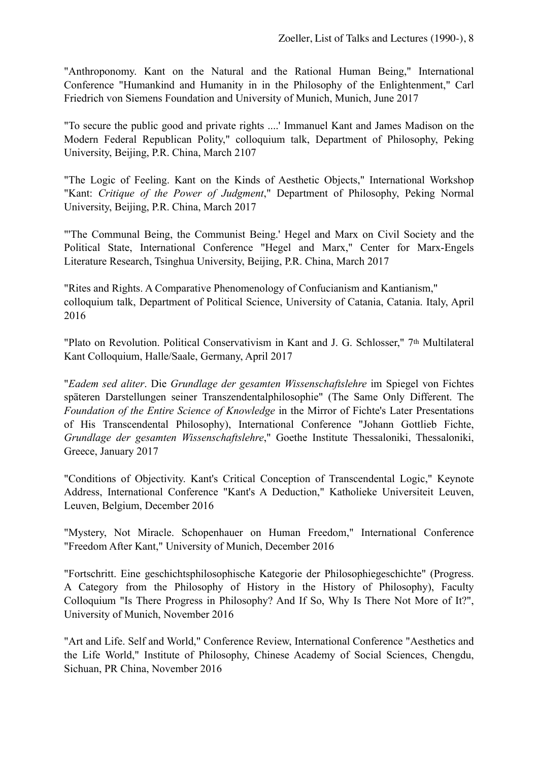"Anthroponomy. Kant on the Natural and the Rational Human Being," International Conference "Humankind and Humanity in in the Philosophy of the Enlightenment," Carl Friedrich von Siemens Foundation and University of Munich, Munich, June 2017

"To secure the public good and private rights ....' Immanuel Kant and James Madison on the Modern Federal Republican Polity," colloquium talk, Department of Philosophy, Peking University, Beijing, P.R. China, March 2107

"The Logic of Feeling. Kant on the Kinds of Aesthetic Objects," International Workshop "Kant: *Critique of the Power of Judgment*," Department of Philosophy, Peking Normal University, Beijing, P.R. China, March 2017

"'The Communal Being, the Communist Being.' Hegel and Marx on Civil Society and the Political State, International Conference "Hegel and Marx," Center for Marx-Engels Literature Research, Tsinghua University, Beijing, P.R. China, March 2017

"Rites and Rights. A Comparative Phenomenology of Confucianism and Kantianism," colloquium talk, Department of Political Science, University of Catania, Catania. Italy, April 2016

"Plato on Revolution. Political Conservativism in Kant and J. G. Schlosser," 7th Multilateral Kant Colloquium, Halle/Saale, Germany, April 2017

"*Eadem sed aliter*. Die *Grundlage der gesamten Wissenschaftslehre* im Spiegel von Fichtes späteren Darstellungen seiner Transzendentalphilosophie" (The Same Only Different. The *Foundation of the Entire Science of Knowledge* in the Mirror of Fichte's Later Presentations of His Transcendental Philosophy), International Conference "Johann Gottlieb Fichte, *Grundlage der gesamten Wissenschaftslehre*," Goethe Institute Thessaloniki, Thessaloniki, Greece, January 2017

"Conditions of Objectivity. Kant's Critical Conception of Transcendental Logic," Keynote Address, International Conference "Kant's A Deduction," Katholieke Universiteit Leuven, Leuven, Belgium, December 2016

"Mystery, Not Miracle. Schopenhauer on Human Freedom," International Conference "Freedom After Kant," University of Munich, December 2016

"Fortschritt. Eine geschichtsphilosophische Kategorie der Philosophiegeschichte" (Progress. A Category from the Philosophy of History in the History of Philosophy), Faculty Colloquium "Is There Progress in Philosophy? And If So, Why Is There Not More of It?", University of Munich, November 2016

"Art and Life. Self and World," Conference Review, International Conference "Aesthetics and the Life World," Institute of Philosophy, Chinese Academy of Social Sciences, Chengdu, Sichuan, PR China, November 2016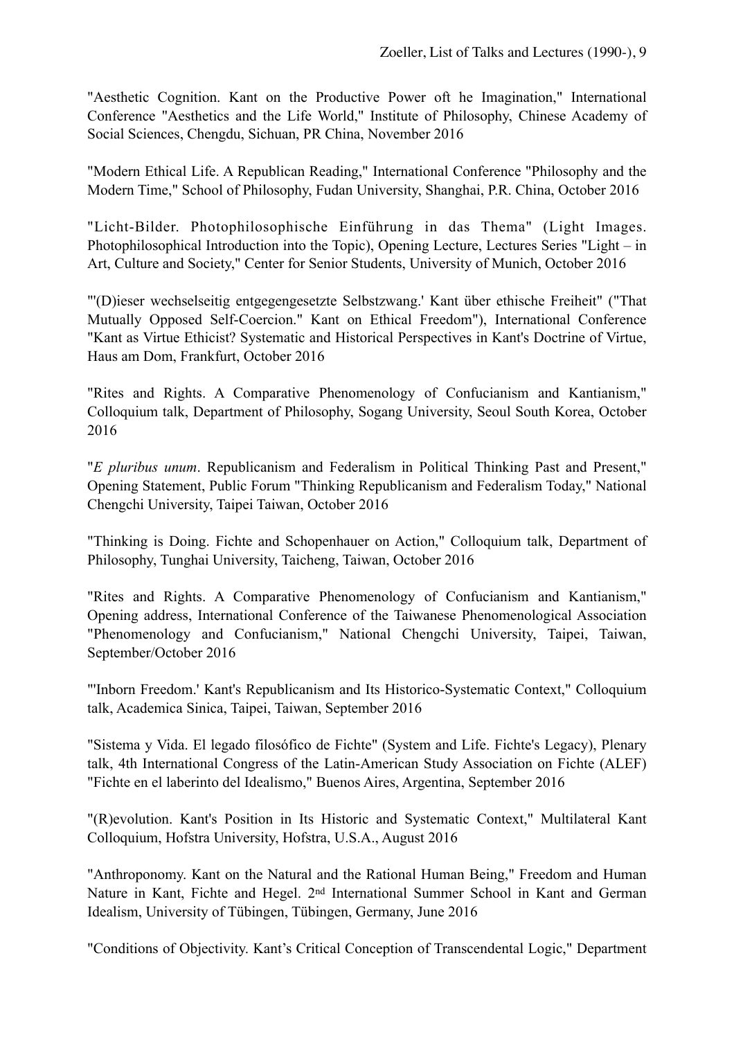"Aesthetic Cognition. Kant on the Productive Power oft he Imagination," International Conference "Aesthetics and the Life World," Institute of Philosophy, Chinese Academy of Social Sciences, Chengdu, Sichuan, PR China, November 2016

"Modern Ethical Life. A Republican Reading," International Conference "Philosophy and the Modern Time," School of Philosophy, Fudan University, Shanghai, P.R. China, October 2016

"Licht-Bilder. Photophilosophische Einführung in das Thema" (Light Images. Photophilosophical Introduction into the Topic), Opening Lecture, Lectures Series "Light – in Art, Culture and Society," Center for Senior Students, University of Munich, October 2016

"'(D)ieser wechselseitig entgegengesetzte Selbstzwang.' Kant über ethische Freiheit" ("That Mutually Opposed Self-Coercion." Kant on Ethical Freedom"), International Conference "Kant as Virtue Ethicist? Systematic and Historical Perspectives in Kant's Doctrine of Virtue, Haus am Dom, Frankfurt, October 2016

"Rites and Rights. A Comparative Phenomenology of Confucianism and Kantianism," Colloquium talk, Department of Philosophy, Sogang University, Seoul South Korea, October 2016

"*E pluribus unum*. Republicanism and Federalism in Political Thinking Past and Present," Opening Statement, Public Forum "Thinking Republicanism and Federalism Today," National Chengchi University, Taipei Taiwan, October 2016

"Thinking is Doing. Fichte and Schopenhauer on Action," Colloquium talk, Department of Philosophy, Tunghai University, Taicheng, Taiwan, October 2016

"Rites and Rights. A Comparative Phenomenology of Confucianism and Kantianism," Opening address, International Conference of the Taiwanese Phenomenological Association "Phenomenology and Confucianism," National Chengchi University, Taipei, Taiwan, September/October 2016

"'Inborn Freedom.' Kant's Republicanism and Its Historico-Systematic Context," Colloquium talk, Academica Sinica, Taipei, Taiwan, September 2016

"Sistema y Vida. El legado filosófico de Fichte" (System and Life. Fichte's Legacy), Plenary talk, 4th International Congress of the Latin-American Study Association on Fichte (ALEF) "Fichte en el laberinto del Idealismo," Buenos Aires, Argentina, September 2016

"(R)evolution. Kant's Position in Its Historic and Systematic Context," Multilateral Kant Colloquium, Hofstra University, Hofstra, U.S.A., August 2016

"Anthroponomy. Kant on the Natural and the Rational Human Being," Freedom and Human Nature in Kant, Fichte and Hegel. 2nd International Summer School in Kant and German Idealism, University of Tübingen, Tübingen, Germany, June 2016

"Conditions of Objectivity. Kant's Critical Conception of Transcendental Logic," Department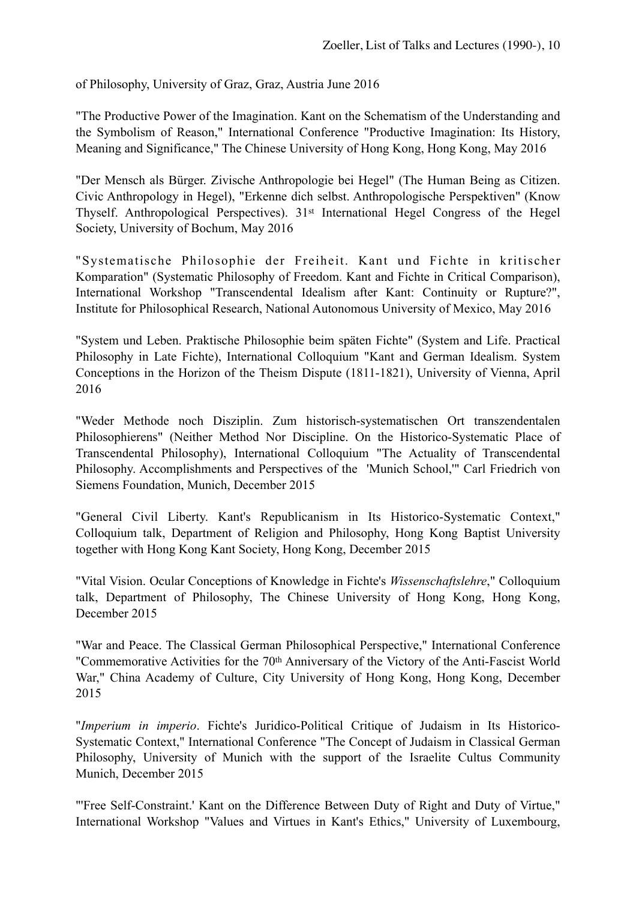of Philosophy, University of Graz, Graz, Austria June 2016

"The Productive Power of the Imagination. Kant on the Schematism of the Understanding and the Symbolism of Reason," International Conference "Productive Imagination: Its History, Meaning and Significance," The Chinese University of Hong Kong, Hong Kong, May 2016

"Der Mensch als Bürger. Zivische Anthropologie bei Hegel" (The Human Being as Citizen. Civic Anthropology in Hegel), "Erkenne dich selbst. Anthropologische Perspektiven" (Know Thyself. Anthropological Perspectives). 31st International Hegel Congress of the Hegel Society, University of Bochum, May 2016

"Systematische Philosophie der Freiheit. Kant und Fichte in kritischer Komparation" (Systematic Philosophy of Freedom. Kant and Fichte in Critical Comparison), International Workshop "Transcendental Idealism after Kant: Continuity or Rupture?", Institute for Philosophical Research, National Autonomous University of Mexico, May 2016

"System und Leben. Praktische Philosophie beim späten Fichte" (System and Life. Practical Philosophy in Late Fichte), International Colloquium "Kant and German Idealism. System Conceptions in the Horizon of the Theism Dispute (1811-1821), University of Vienna, April 2016

"Weder Methode noch Disziplin. Zum historisch-systematischen Ort transzendentalen Philosophierens" (Neither Method Nor Discipline. On the Historico-Systematic Place of Transcendental Philosophy), International Colloquium "The Actuality of Transcendental Philosophy. Accomplishments and Perspectives of the 'Munich School,'" Carl Friedrich von Siemens Foundation, Munich, December 2015

"General Civil Liberty. Kant's Republicanism in Its Historico-Systematic Context," Colloquium talk, Department of Religion and Philosophy, Hong Kong Baptist University together with Hong Kong Kant Society, Hong Kong, December 2015

"Vital Vision. Ocular Conceptions of Knowledge in Fichte's *Wissenschaftslehre*," Colloquium talk, Department of Philosophy, The Chinese University of Hong Kong, Hong Kong, December 2015

"War and Peace. The Classical German Philosophical Perspective," International Conference "Commemorative Activities for the 70th Anniversary of the Victory of the Anti-Fascist World War," China Academy of Culture, City University of Hong Kong, Hong Kong, December 2015

"*Imperium in imperio*. Fichte's Juridico-Political Critique of Judaism in Its Historico-Systematic Context," International Conference "The Concept of Judaism in Classical German Philosophy, University of Munich with the support of the Israelite Cultus Community Munich, December 2015

"'Free Self-Constraint.' Kant on the Difference Between Duty of Right and Duty of Virtue," International Workshop "Values and Virtues in Kant's Ethics," University of Luxembourg,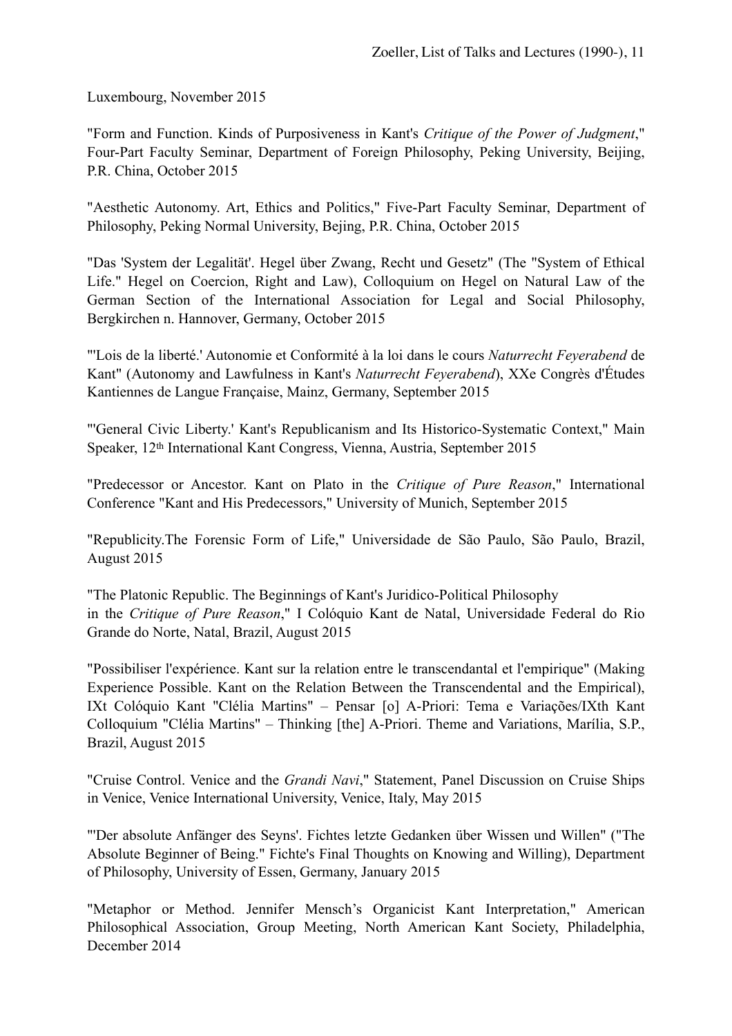Luxembourg, November 2015

"Form and Function. Kinds of Purposiveness in Kant's *Critique of the Power of Judgment*," Four-Part Faculty Seminar, Department of Foreign Philosophy, Peking University, Beijing, P.R. China, October 2015

"Aesthetic Autonomy. Art, Ethics and Politics," Five-Part Faculty Seminar, Department of Philosophy, Peking Normal University, Bejing, P.R. China, October 2015

"Das 'System der Legalität'. Hegel über Zwang, Recht und Gesetz" (The "System of Ethical Life." Hegel on Coercion, Right and Law), Colloquium on Hegel on Natural Law of the German Section of the International Association for Legal and Social Philosophy, Bergkirchen n. Hannover, Germany, October 2015

"'Lois de la liberté.' Autonomie et Conformité à la loi dans le cours *Naturrecht Feyerabend* de Kant" (Autonomy and Lawfulness in Kant's *Naturrecht Feyerabend*), XXe Congrès d'Études Kantiennes de Langue Française, Mainz, Germany, September 2015

"'General Civic Liberty.' Kant's Republicanism and Its Historico-Systematic Context," Main Speaker, 12th International Kant Congress, Vienna, Austria, September 2015

"Predecessor or Ancestor. Kant on Plato in the *Critique of Pure Reason*," International Conference "Kant and His Predecessors," University of Munich, September 2015

"Republicity.The Forensic Form of Life," Universidade de São Paulo, São Paulo, Brazil, August 2015

"The Platonic Republic. The Beginnings of Kant's Juridico-Political Philosophy in the *Critique of Pure Reason*," I Colóquio Kant de Natal, Universidade Federal do Rio Grande do Norte, Natal, Brazil, August 2015

"Possibiliser l'expérience. Kant sur la relation entre le transcendantal et l'empirique" (Making Experience Possible. Kant on the Relation Between the Transcendental and the Empirical), IXt Colóquio Kant "Clélia Martins" – Pensar [o] A-Priori: Tema e Variações/IXth Kant Colloquium "Clélia Martins" – Thinking [the] A-Priori. Theme and Variations, Marília, S.P., Brazil, August 2015

"Cruise Control. Venice and the *Grandi Navi*," Statement, Panel Discussion on Cruise Ships in Venice, Venice International University, Venice, Italy, May 2015

"'Der absolute Anfänger des Seyns'. Fichtes letzte Gedanken über Wissen und Willen" ("The Absolute Beginner of Being." Fichte's Final Thoughts on Knowing and Willing), Department of Philosophy, University of Essen, Germany, January 2015

"Metaphor or Method. Jennifer Mensch's Organicist Kant Interpretation," American Philosophical Association, Group Meeting, North American Kant Society, Philadelphia, December 2014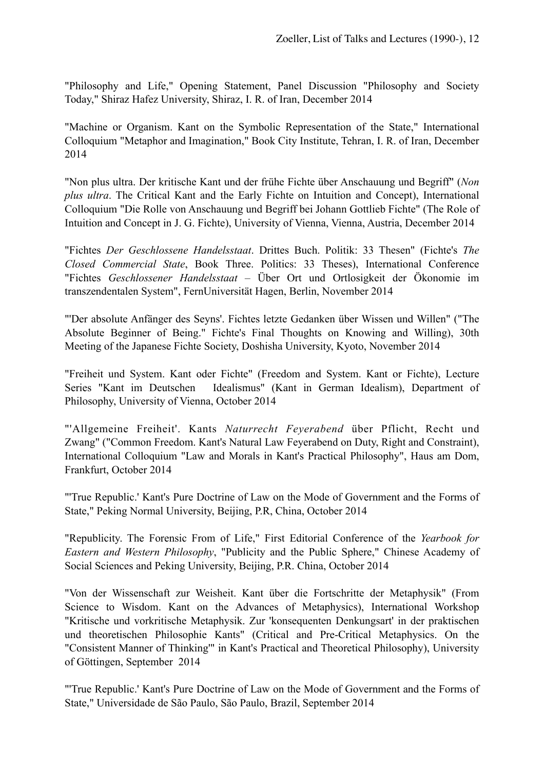"Philosophy and Life," Opening Statement, Panel Discussion "Philosophy and Society Today," Shiraz Hafez University, Shiraz, I. R. of Iran, December 2014

"Machine or Organism. Kant on the Symbolic Representation of the State," International Colloquium "Metaphor and Imagination," Book City Institute, Tehran, I. R. of Iran, December 2014

"Non plus ultra. Der kritische Kant und der frühe Fichte über Anschauung und Begriff" (*Non plus ultra*. The Critical Kant and the Early Fichte on Intuition and Concept), International Colloquium "Die Rolle von Anschauung und Begriff bei Johann Gottlieb Fichte" (The Role of Intuition and Concept in J. G. Fichte), University of Vienna, Vienna, Austria, December 2014

"Fichtes *Der Geschlossene Handelsstaat*. Drittes Buch. Politik: 33 Thesen" (Fichte's *The Closed Commercial State*, Book Three. Politics: 33 Theses), International Conference "Fichtes *Geschlossener Handelsstaat* – Über Ort und Ortlosigkeit der Ökonomie im transzendentalen System", FernUniversität Hagen, Berlin, November 2014

"'Der absolute Anfänger des Seyns'. Fichtes letzte Gedanken über Wissen und Willen" ("The Absolute Beginner of Being." Fichte's Final Thoughts on Knowing and Willing), 30th Meeting of the Japanese Fichte Society, Doshisha University, Kyoto, November 2014

"Freiheit und System. Kant oder Fichte" (Freedom and System. Kant or Fichte), Lecture Series "Kant im Deutschen Idealismus" (Kant in German Idealism), Department of Philosophy, University of Vienna, October 2014

"'Allgemeine Freiheit'. Kants *Naturrecht Feyerabend* über Pflicht, Recht und Zwang" ("Common Freedom. Kant's Natural Law Feyerabend on Duty, Right and Constraint), International Colloquium "Law and Morals in Kant's Practical Philosophy", Haus am Dom, Frankfurt, October 2014

"'True Republic.' Kant's Pure Doctrine of Law on the Mode of Government and the Forms of State," Peking Normal University, Beijing, P.R, China, October 2014

"Republicity. The Forensic From of Life," First Editorial Conference of the *Yearbook for Eastern and Western Philosophy*, "Publicity and the Public Sphere," Chinese Academy of Social Sciences and Peking University, Beijing, P.R. China, October 2014

"Von der Wissenschaft zur Weisheit. Kant über die Fortschritte der Metaphysik" (From Science to Wisdom. Kant on the Advances of Metaphysics), International Workshop "Kritische und vorkritische Metaphysik. Zur 'konsequenten Denkungsart' in der praktischen und theoretischen Philosophie Kants" (Critical and Pre-Critical Metaphysics. On the "Consistent Manner of Thinking'" in Kant's Practical and Theoretical Philosophy), University of Göttingen, September 2014

"'True Republic.' Kant's Pure Doctrine of Law on the Mode of Government and the Forms of State," Universidade de São Paulo, São Paulo, Brazil, September 2014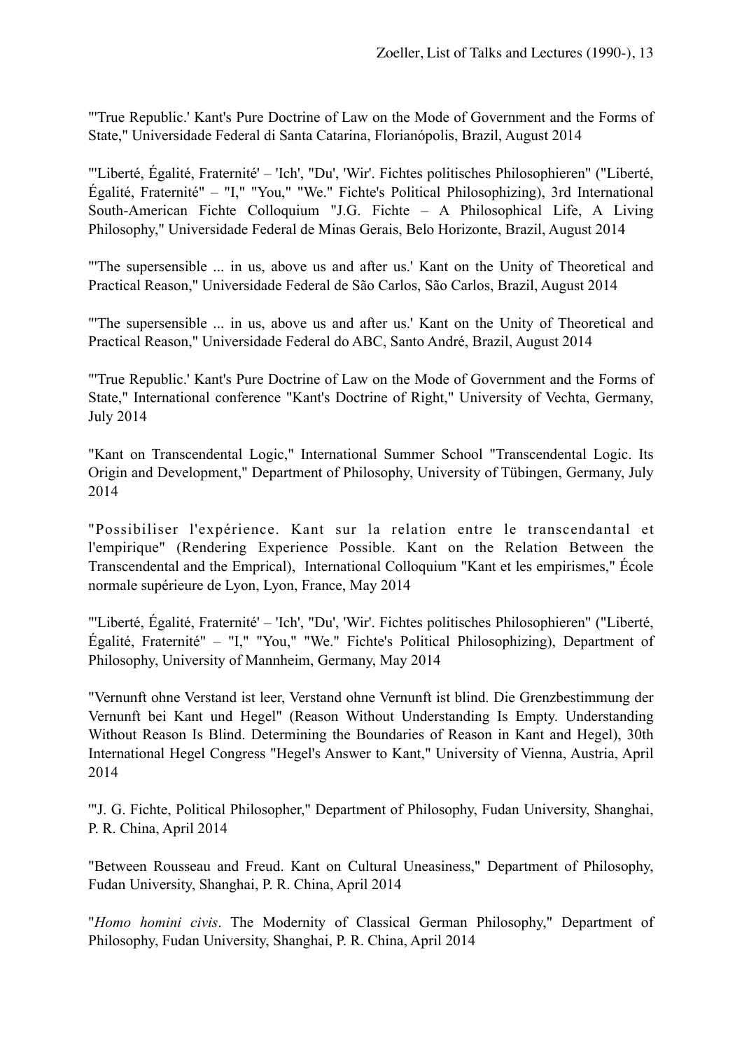"'True Republic.' Kant's Pure Doctrine of Law on the Mode of Government and the Forms of State," Universidade Federal di Santa Catarina, Florianópolis, Brazil, August 2014

"'Liberté, Égalité, Fraternité' – 'Ich', 'Du', 'Wir'. Fichtes politisches Philosophieren" ("Liberté, Égalité, Fraternité" – "I," "You," "We." Fichte's Political Philosophizing), 3rd International South-American Fichte Colloquium "J.G. Fichte – A Philosophical Life, A Living Philosophy," Universidade Federal de Minas Gerais, Belo Horizonte, Brazil, August 2014

"'The supersensible ... in us, above us and after us.' Kant on the Unity of Theoretical and Practical Reason," Universidade Federal de São Carlos, São Carlos, Brazil, August 2014

"'The supersensible ... in us, above us and after us.' Kant on the Unity of Theoretical and Practical Reason," Universidade Federal do ABC, Santo André, Brazil, August 2014

"'True Republic.' Kant's Pure Doctrine of Law on the Mode of Government and the Forms of State," International conference "Kant's Doctrine of Right," University of Vechta, Germany, July 2014

"Kant on Transcendental Logic," International Summer School "Transcendental Logic. Its Origin and Development," Department of Philosophy, University of Tübingen, Germany, July 2014

"Possibiliser l'expérience. Kant sur la relation entre le transcendantal et l'empirique" (Rendering Experience Possible. Kant on the Relation Between the Transcendental and the Emprical), International Colloquium "Kant et les empirismes," École normale supérieure de Lyon, Lyon, France, May 2014

"'Liberté, Égalité, Fraternité' – 'Ich', 'Du', 'Wir'. Fichtes politisches Philosophieren" ("Liberté, Égalité, Fraternité" – "I," "You," "We." Fichte's Political Philosophizing), Department of Philosophy, University of Mannheim, Germany, May 2014

"Vernunft ohne Verstand ist leer, Verstand ohne Vernunft ist blind. Die Grenzbestimmung der Vernunft bei Kant und Hegel" (Reason Without Understanding Is Empty. Understanding Without Reason Is Blind. Determining the Boundaries of Reason in Kant and Hegel), 30th International Hegel Congress "Hegel's Answer to Kant," University of Vienna, Austria, April 2014

"'J. G. Fichte, Political Philosopher," Department of Philosophy, Fudan University, Shanghai, P. R. China, April 2014

"Between Rousseau and Freud. Kant on Cultural Uneasiness," Department of Philosophy, Fudan University, Shanghai, P. R. China, April 2014

"*Homo homini civis*. The Modernity of Classical German Philosophy," Department of Philosophy, Fudan University, Shanghai, P. R. China, April 2014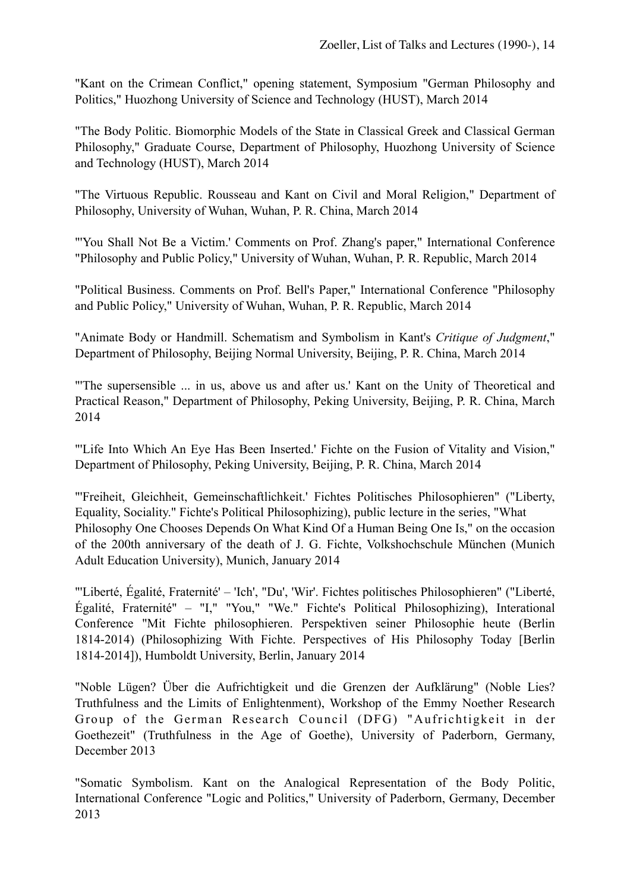"Kant on the Crimean Conflict," opening statement, Symposium "German Philosophy and Politics," Huozhong University of Science and Technology (HUST), March 2014

"The Body Politic. Biomorphic Models of the State in Classical Greek and Classical German Philosophy," Graduate Course, Department of Philosophy, Huozhong University of Science and Technology (HUST), March 2014

"The Virtuous Republic. Rousseau and Kant on Civil and Moral Religion," Department of Philosophy, University of Wuhan, Wuhan, P. R. China, March 2014

"'You Shall Not Be a Victim.' Comments on Prof. Zhang's paper," International Conference "Philosophy and Public Policy," University of Wuhan, Wuhan, P. R. Republic, March 2014

"Political Business. Comments on Prof. Bell's Paper," International Conference "Philosophy and Public Policy," University of Wuhan, Wuhan, P. R. Republic, March 2014

"Animate Body or Handmill. Schematism and Symbolism in Kant's *Critique of Judgment*," Department of Philosophy, Beijing Normal University, Beijing, P. R. China, March 2014

"'The supersensible ... in us, above us and after us.' Kant on the Unity of Theoretical and Practical Reason," Department of Philosophy, Peking University, Beijing, P. R. China, March 2014

"'Life Into Which An Eye Has Been Inserted.' Fichte on the Fusion of Vitality and Vision," Department of Philosophy, Peking University, Beijing, P. R. China, March 2014

"'Freiheit, Gleichheit, Gemeinschaftlichkeit.' Fichtes Politisches Philosophieren" ("Liberty, Equality, Sociality." Fichte's Political Philosophizing), public lecture in the series, "What Philosophy One Chooses Depends On What Kind Of a Human Being One Is," on the occasion of the 200th anniversary of the death of J. G. Fichte, Volkshochschule München (Munich Adult Education University), Munich, January 2014

"'Liberté, Égalité, Fraternité' – 'Ich', 'Du', 'Wir'. Fichtes politisches Philosophieren" ("Liberté, Égalité, Fraternité" – "I," "You," "We." Fichte's Political Philosophizing), Interational Conference "Mit Fichte philosophieren. Perspektiven seiner Philosophie heute (Berlin 1814-2014) (Philosophizing With Fichte. Perspectives of His Philosophy Today [Berlin 1814-2014]), Humboldt University, Berlin, January 2014

"Noble Lügen? Über die Aufrichtigkeit und die Grenzen der Aufklärung" (Noble Lies? Truthfulness and the Limits of Enlightenment), Workshop of the Emmy Noether Research Group of the German Research Council (DFG) "Aufrichtigkeit in der Goethezeit" (Truthfulness in the Age of Goethe), University of Paderborn, Germany, December 2013

"Somatic Symbolism. Kant on the Analogical Representation of the Body Politic, International Conference "Logic and Politics," University of Paderborn, Germany, December 2013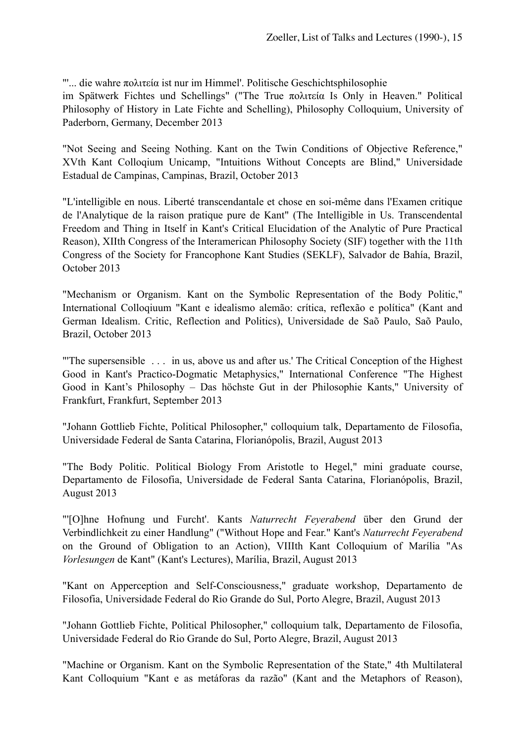"'... die wahre πολιτεία ist nur im Himmel'. Politische Geschichtsphilosophie im Spätwerk Fichtes und Schellings" ("The True πολιτεία Is Only in Heaven." Political Philosophy of History in Late Fichte and Schelling), Philosophy Colloquium, University of Paderborn, Germany, December 2013

"Not Seeing and Seeing Nothing. Kant on the Twin Conditions of Objective Reference," XVth Kant Colloqium Unicamp, "Intuitions Without Concepts are Blind," Universidade Estadual de Campinas, Campinas, Brazil, October 2013

"L'intelligible en nous. Liberté transcendantale et chose en soi-même dans l'Examen critique de l'Analytique de la raison pratique pure de Kant" (The Intelligible in Us. Transcendental Freedom and Thing in Itself in Kant's Critical Elucidation of the Analytic of Pure Practical Reason), XIIth Congress of the Interamerican Philosophy Society (SIF) together with the 11th Congress of the Society for Francophone Kant Studies (SEKLF), Salvador de Bahía, Brazil, October 2013

"Mechanism or Organism. Kant on the Symbolic Representation of the Body Politic," International Colloqiuum "Kant e idealismo alemão: crítica, reflexão e política" (Kant and German Idealism. Critic, Reflection and Politics), Universidade de Saõ Paulo, Saõ Paulo, Brazil, October 2013

"'The supersensible . . . in us, above us and after us.' The Critical Conception of the Highest Good in Kant's Practico-Dogmatic Metaphysics," International Conference "The Highest Good in Kant's Philosophy – Das höchste Gut in der Philosophie Kants," University of Frankfurt, Frankfurt, September 2013

"Johann Gottlieb Fichte, Political Philosopher," colloquium talk, Departamento de Filosofia, Universidade Federal de Santa Catarina, Florianópolis, Brazil, August 2013

"The Body Politic. Political Biology From Aristotle to Hegel," mini graduate course, Departamento de Filosofia, Universidade de Federal Santa Catarina, Florianópolis, Brazil, August 2013

"'[O]hne Hofnung und Furcht'. Kants *Naturrecht Feyerabend* über den Grund der Verbindlichkeit zu einer Handlung" ("Without Hope and Fear." Kant's *Naturrecht Feyerabend* on the Ground of Obligation to an Action), VIIIth Kant Colloquium of Marília "As *Vorlesungen* de Kant" (Kant's Lectures), Marília, Brazil, August 2013

"Kant on Apperception and Self-Consciousness," graduate workshop, Departamento de Filosofia, Universidade Federal do Rio Grande do Sul, Porto Alegre, Brazil, August 2013

"Johann Gottlieb Fichte, Political Philosopher," colloquium talk, Departamento de Filosofia, Universidade Federal do Rio Grande do Sul, Porto Alegre, Brazil, August 2013

"Machine or Organism. Kant on the Symbolic Representation of the State," 4th Multilateral Kant Colloquium "Kant e as metáforas da razão" (Kant and the Metaphors of Reason),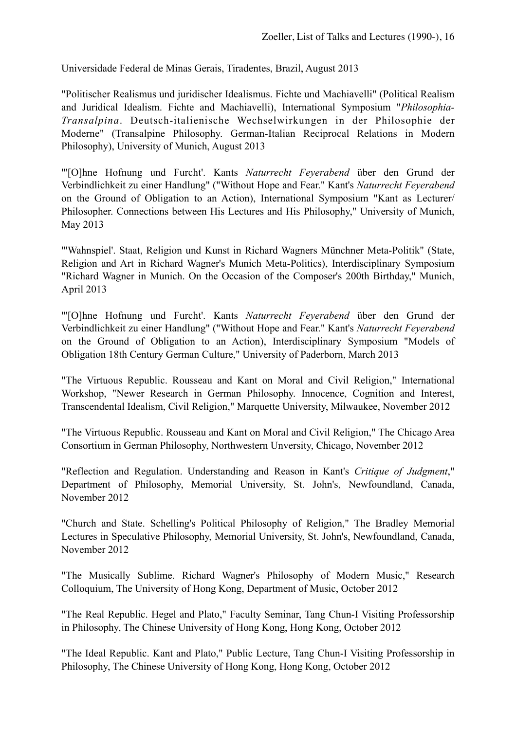Universidade Federal de Minas Gerais, Tiradentes, Brazil, August 2013

"Politischer Realismus und juridischer Idealismus. Fichte und Machiavelli" (Political Realism and Juridical Idealism. Fichte and Machiavelli), International Symposium "*Philosophia-Transalpina*. Deutsch-italienische Wechselwirkungen in der Philosophie der Moderne" (Transalpine Philosophy. German-Italian Reciprocal Relations in Modern Philosophy), University of Munich, August 2013

"'[O]hne Hofnung und Furcht'. Kants *Naturrecht Feyerabend* über den Grund der Verbindlichkeit zu einer Handlung" ("Without Hope and Fear." Kant's *Naturrecht Feyerabend* on the Ground of Obligation to an Action), International Symposium "Kant as Lecturer/ Philosopher. Connections between His Lectures and His Philosophy," University of Munich, May 2013

"'Wahnspiel'. Staat, Religion und Kunst in Richard Wagners Münchner Meta-Politik" (State, Religion and Art in Richard Wagner's Munich Meta-Politics), Interdisciplinary Symposium "Richard Wagner in Munich. On the Occasion of the Composer's 200th Birthday," Munich, April 2013

"'[O]hne Hofnung und Furcht'. Kants *Naturrecht Feyerabend* über den Grund der Verbindlichkeit zu einer Handlung" ("Without Hope and Fear." Kant's *Naturrecht Feyerabend* on the Ground of Obligation to an Action), Interdisciplinary Symposium "Models of Obligation 18th Century German Culture," University of Paderborn, March 2013

"The Virtuous Republic. Rousseau and Kant on Moral and Civil Religion," International Workshop, "Newer Research in German Philosophy. Innocence, Cognition and Interest, Transcendental Idealism, Civil Religion," Marquette University, Milwaukee, November 2012

"The Virtuous Republic. Rousseau and Kant on Moral and Civil Religion," The Chicago Area Consortium in German Philosophy, Northwestern Unversity, Chicago, November 2012

"Reflection and Regulation. Understanding and Reason in Kant's *Critique of Judgment*," Department of Philosophy, Memorial University, St. John's, Newfoundland, Canada, November 2012

"Church and State. Schelling's Political Philosophy of Religion," The Bradley Memorial Lectures in Speculative Philosophy, Memorial University, St. John's, Newfoundland, Canada, November 2012

"The Musically Sublime. Richard Wagner's Philosophy of Modern Music," Research Colloquium, The University of Hong Kong, Department of Music, October 2012

"The Real Republic. Hegel and Plato," Faculty Seminar, Tang Chun-I Visiting Professorship in Philosophy, The Chinese University of Hong Kong, Hong Kong, October 2012

"The Ideal Republic. Kant and Plato," Public Lecture, Tang Chun-I Visiting Professorship in Philosophy, The Chinese University of Hong Kong, Hong Kong, October 2012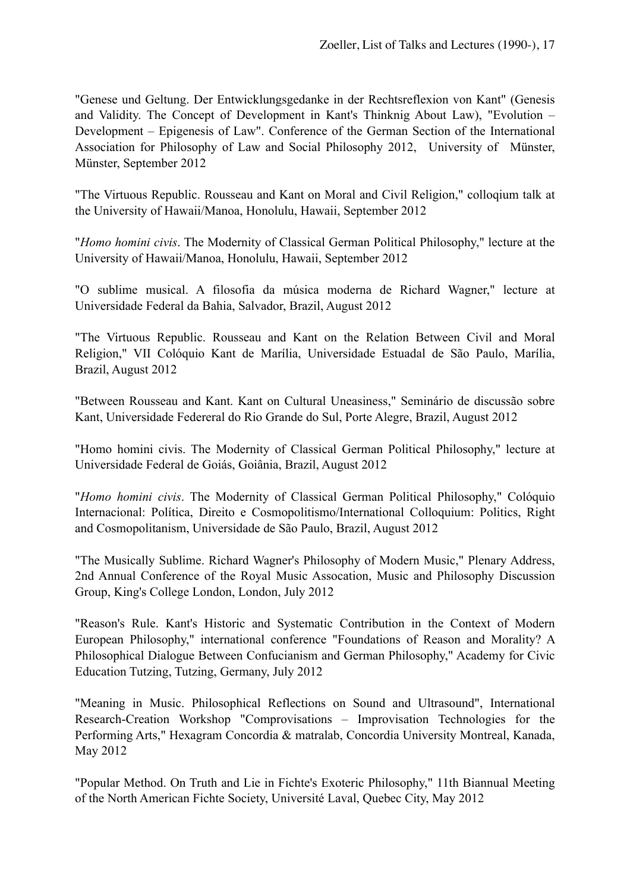"Genese und Geltung. Der Entwicklungsgedanke in der Rechtsreflexion von Kant" (Genesis and Validity. The Concept of Development in Kant's Thinknig About Law), "Evolution – Development – Epigenesis of Law". Conference of the German Section of the International Association for Philosophy of Law and Social Philosophy 2012, University of Münster, Münster, September 2012

"The Virtuous Republic. Rousseau and Kant on Moral and Civil Religion," colloqium talk at the University of Hawaii/Manoa, Honolulu, Hawaii, September 2012

"*Homo homini civis*. The Modernity of Classical German Political Philosophy," lecture at the University of Hawaii/Manoa, Honolulu, Hawaii, September 2012

"O sublime musical. A filosofia da música moderna de Richard Wagner," lecture at Universidade Federal da Bahia, Salvador, Brazil, August 2012

"The Virtuous Republic. Rousseau and Kant on the Relation Between Civil and Moral Religion," VII Colóquio Kant de Marília, Universidade Estuadal de São Paulo, Marília, Brazil, August 2012

"Between Rousseau and Kant. Kant on Cultural Uneasiness," Seminário de discussão sobre Kant, Universidade Federeral do Rio Grande do Sul, Porte Alegre, Brazil, August 2012

"Homo homini civis. The Modernity of Classical German Political Philosophy," lecture at Universidade Federal de Goiás, Goiânia, Brazil, August 2012

"*Homo homini civis*. The Modernity of Classical German Political Philosophy," Colóquio Internacional: Política, Direito e Cosmopolitismo/International Colloquium: Politics, Right and Cosmopolitanism, Universidade de São Paulo, Brazil, August 2012

"The Musically Sublime. Richard Wagner's Philosophy of Modern Music," Plenary Address, 2nd Annual Conference of the Royal Music Assocation, Music and Philosophy Discussion Group, King's College London, London, July 2012

"Reason's Rule. Kant's Historic and Systematic Contribution in the Context of Modern European Philosophy," international conference "Foundations of Reason and Morality? A Philosophical Dialogue Between Confucianism and German Philosophy," Academy for Civic Education Tutzing, Tutzing, Germany, July 2012

"Meaning in Music. Philosophical Reflections on Sound and Ultrasound", International Research-Creation Workshop "Comprovisations – Improvisation Technologies for the Performing Arts," Hexagram Concordia & matralab, Concordia University Montreal, Kanada, May 2012

"Popular Method. On Truth and Lie in Fichte's Exoteric Philosophy," 11th Biannual Meeting of the North American Fichte Society, Université Laval, Quebec City, May 2012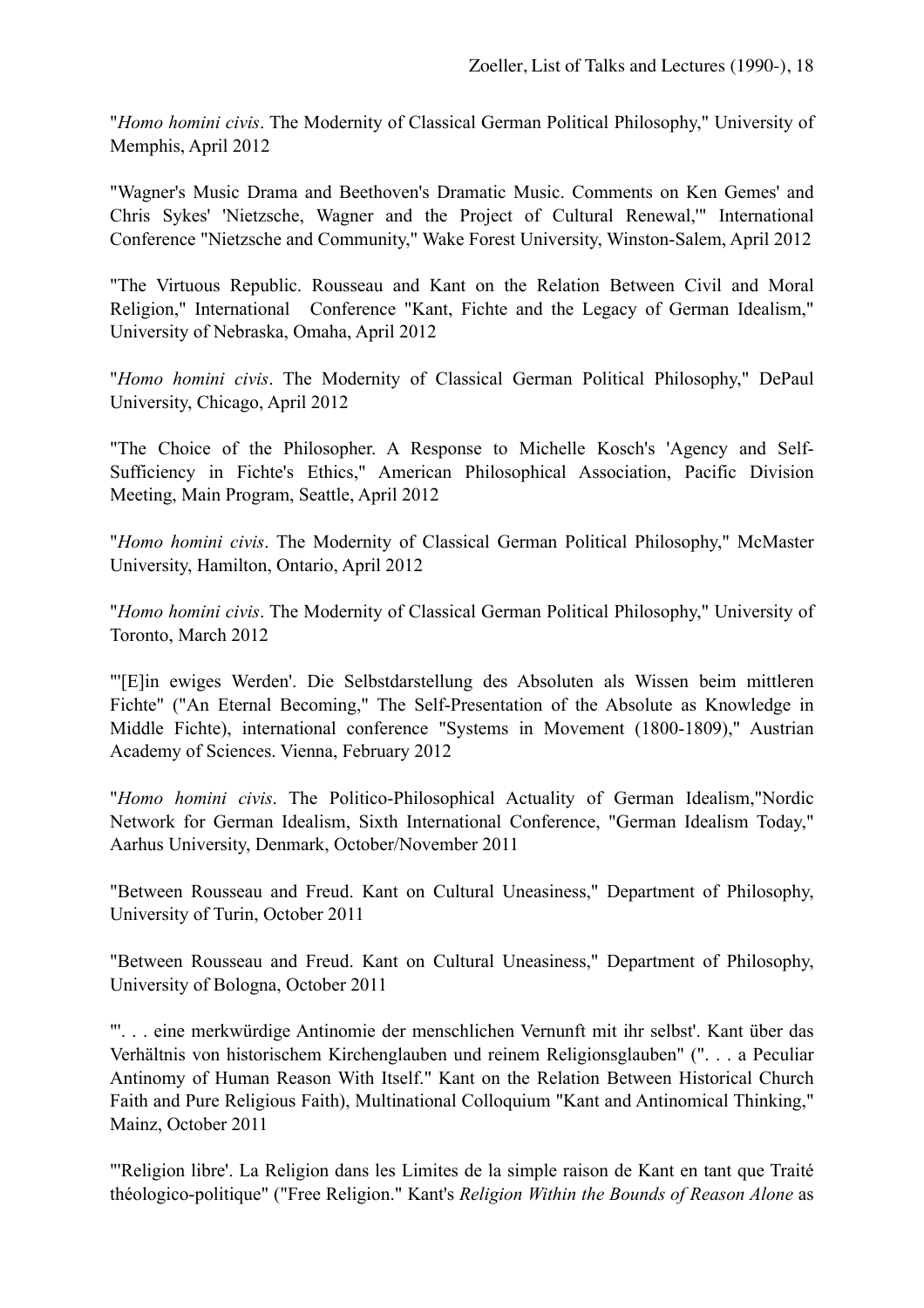"*Homo homini civis*. The Modernity of Classical German Political Philosophy," University of Memphis, April 2012

"Wagner's Music Drama and Beethoven's Dramatic Music. Comments on Ken Gemes' and Chris Sykes' 'Nietzsche, Wagner and the Project of Cultural Renewal,'" International Conference "Nietzsche and Community," Wake Forest University, Winston-Salem, April 2012

"The Virtuous Republic. Rousseau and Kant on the Relation Between Civil and Moral Religion," International Conference "Kant, Fichte and the Legacy of German Idealism," University of Nebraska, Omaha, April 2012

"*Homo homini civis*. The Modernity of Classical German Political Philosophy," DePaul University, Chicago, April 2012

"The Choice of the Philosopher. A Response to Michelle Kosch's 'Agency and Self-Sufficiency in Fichte's Ethics," American Philosophical Association, Pacific Division Meeting, Main Program, Seattle, April 2012

"*Homo homini civis*. The Modernity of Classical German Political Philosophy," McMaster University, Hamilton, Ontario, April 2012

"*Homo homini civis*. The Modernity of Classical German Political Philosophy," University of Toronto, March 2012

"'[E]in ewiges Werden'. Die Selbstdarstellung des Absoluten als Wissen beim mittleren Fichte" ("An Eternal Becoming," The Self-Presentation of the Absolute as Knowledge in Middle Fichte), international conference "Systems in Movement (1800-1809)," Austrian Academy of Sciences. Vienna, February 2012

"*Homo homini civis*. The Politico-Philosophical Actuality of German Idealism,"Nordic Network for German Idealism, Sixth International Conference, "German Idealism Today," Aarhus University, Denmark, October/November 2011

"Between Rousseau and Freud. Kant on Cultural Uneasiness," Department of Philosophy, University of Turin, October 2011

"Between Rousseau and Freud. Kant on Cultural Uneasiness," Department of Philosophy, University of Bologna, October 2011

"'. . . eine merkwürdige Antinomie der menschlichen Vernunft mit ihr selbst'. Kant über das Verhältnis von historischem Kirchenglauben und reinem Religionsglauben" (". . . a Peculiar Antinomy of Human Reason With Itself." Kant on the Relation Between Historical Church Faith and Pure Religious Faith), Multinational Colloquium "Kant and Antinomical Thinking," Mainz, October 2011

"'Religion libre'. La Religion dans les Limites de la simple raison de Kant en tant que Traité théologico-politique" ("Free Religion." Kant's *Religion Within the Bounds of Reason Alone* as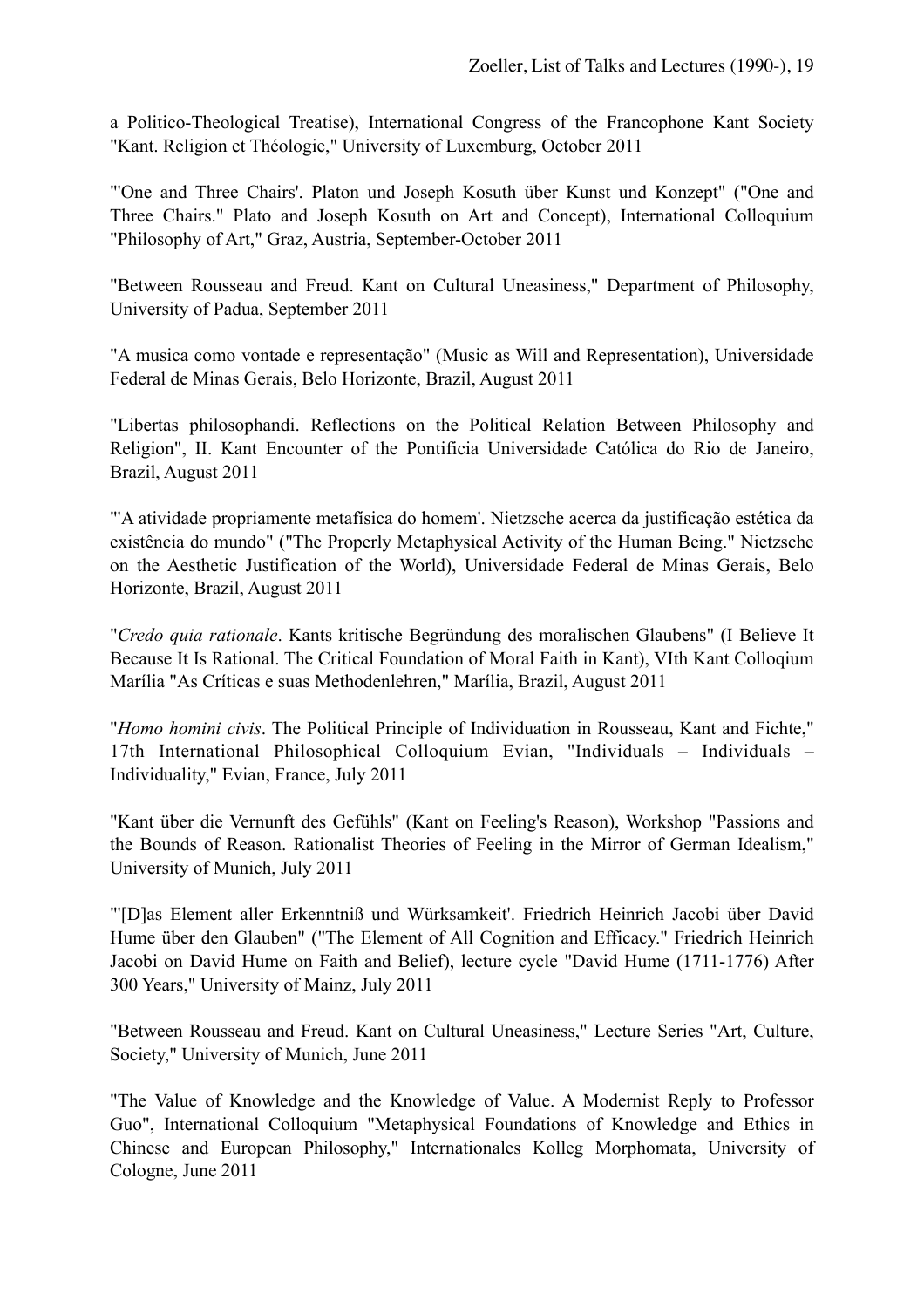a Politico-Theological Treatise), International Congress of the Francophone Kant Society "Kant. Religion et Théologie," University of Luxemburg, October 2011

"'One and Three Chairs'. Platon und Joseph Kosuth über Kunst und Konzept" ("One and Three Chairs." Plato and Joseph Kosuth on Art and Concept), International Colloquium "Philosophy of Art," Graz, Austria, September-October 2011

"Between Rousseau and Freud. Kant on Cultural Uneasiness," Department of Philosophy, University of Padua, September 2011

"A musica como vontade e representação" (Music as Will and Representation), Universidade Federal de Minas Gerais, Belo Horizonte, Brazil, August 2011

"Libertas philosophandi. Reflections on the Political Relation Between Philosophy and Religion", II. Kant Encounter of the Pontifícia Universidade Católica do Rio de Janeiro, Brazil, August 2011

"'A atividade propriamente metafísica do homem'. Nietzsche acerca da justificação estética da existência do mundo" ("The Properly Metaphysical Activity of the Human Being." Nietzsche on the Aesthetic Justification of the World), Universidade Federal de Minas Gerais, Belo Horizonte, Brazil, August 2011

"*Credo quia rationale*. Kants kritische Begründung des moralischen Glaubens" (I Believe It Because It Is Rational. The Critical Foundation of Moral Faith in Kant), VIth Kant Colloqium Marília "As Críticas e suas Methodenlehren," Marília, Brazil, August 2011

"*Homo homini civis*. The Political Principle of Individuation in Rousseau, Kant and Fichte," 17th International Philosophical Colloquium Evian, "Individuals – Individuals – Individuality," Evian, France, July 2011

"Kant über die Vernunft des Gefühls" (Kant on Feeling's Reason), Workshop "Passions and the Bounds of Reason. Rationalist Theories of Feeling in the Mirror of German Idealism," University of Munich, July 2011

"'[D]as Element aller Erkenntniß und Würksamkeit'. Friedrich Heinrich Jacobi über David Hume über den Glauben" ("The Element of All Cognition and Efficacy." Friedrich Heinrich Jacobi on David Hume on Faith and Belief), lecture cycle "David Hume (1711-1776) After 300 Years," University of Mainz, July 2011

"Between Rousseau and Freud. Kant on Cultural Uneasiness," Lecture Series "Art, Culture, Society," University of Munich, June 2011

"The Value of Knowledge and the Knowledge of Value. A Modernist Reply to Professor Guo", International Colloquium "Metaphysical Foundations of Knowledge and Ethics in Chinese and European Philosophy," Internationales Kolleg Morphomata, University of Cologne, June 2011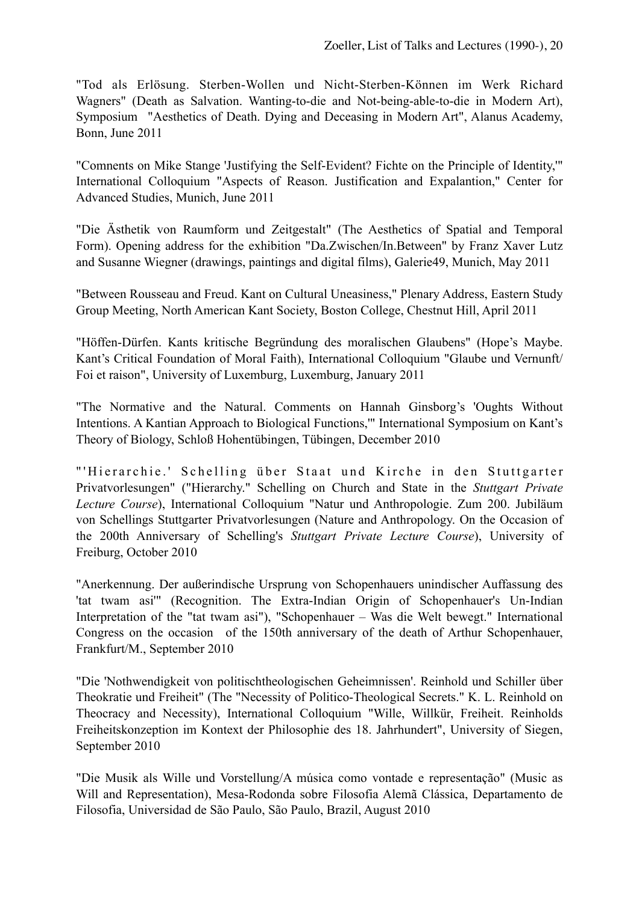"Tod als Erlösung. Sterben-Wollen und Nicht-Sterben-Können im Werk Richard Wagners" (Death as Salvation. Wanting-to-die and Not-being-able-to-die in Modern Art), Symposium "Aesthetics of Death. Dying and Deceasing in Modern Art", Alanus Academy, Bonn, June 2011

"Comnents on Mike Stange 'Justifying the Self-Evident? Fichte on the Principle of Identity,'" International Colloquium "Aspects of Reason. Justification and Expalantion," Center for Advanced Studies, Munich, June 2011

"Die Ästhetik von Raumform und Zeitgestalt" (The Aesthetics of Spatial and Temporal Form). Opening address for the exhibition "Da.Zwischen/In.Between" by Franz Xaver Lutz and Susanne Wiegner (drawings, paintings and digital films), Galerie49, Munich, May 2011

"Between Rousseau and Freud. Kant on Cultural Uneasiness," Plenary Address, Eastern Study Group Meeting, North American Kant Society, Boston College, Chestnut Hill, April 2011

"Höffen-Dürfen. Kants kritische Begründung des moralischen Glaubens" (Hope's Maybe. Kant's Critical Foundation of Moral Faith), International Colloquium "Glaube und Vernunft/ Foi et raison", University of Luxemburg, Luxemburg, January 2011

"The Normative and the Natural. Comments on Hannah Ginsborg's 'Oughts Without Intentions. A Kantian Approach to Biological Functions,'" International Symposium on Kant's Theory of Biology, Schloß Hohentübingen, Tübingen, December 2010

"'Hierarchie.' Schelling über Staat und Kirche in den Stuttgarter Privatvorlesungen" ("Hierarchy." Schelling on Church and State in the *Stuttgart Private Lecture Course*), International Colloquium "Natur und Anthropologie. Zum 200. Jubiläum von Schellings Stuttgarter Privatvorlesungen (Nature and Anthropology. On the Occasion of the 200th Anniversary of Schelling's *Stuttgart Private Lecture Course*), University of Freiburg, October 2010

"Anerkennung. Der außerindische Ursprung von Schopenhauers unindischer Auffassung des 'tat twam asi'" (Recognition. The Extra-Indian Origin of Schopenhauer's Un-Indian Interpretation of the "tat twam asi"), "Schopenhauer – Was die Welt bewegt." International Congress on the occasion of the 150th anniversary of the death of Arthur Schopenhauer, Frankfurt/M., September 2010

"Die 'Nothwendigkeit von politischtheologischen Geheimnissen'. Reinhold und Schiller über Theokratie und Freiheit" (The "Necessity of Politico-Theological Secrets." K. L. Reinhold on Theocracy and Necessity), International Colloquium "Wille, Willkür, Freiheit. Reinholds Freiheitskonzeption im Kontext der Philosophie des 18. Jahrhundert", University of Siegen, September 2010

"Die Musik als Wille und Vorstellung/A música como vontade e representação" (Music as Will and Representation), Mesa-Rodonda sobre Filosofia Alemã Clássica, Departamento de Filosofia, Universidad de São Paulo, São Paulo, Brazil, August 2010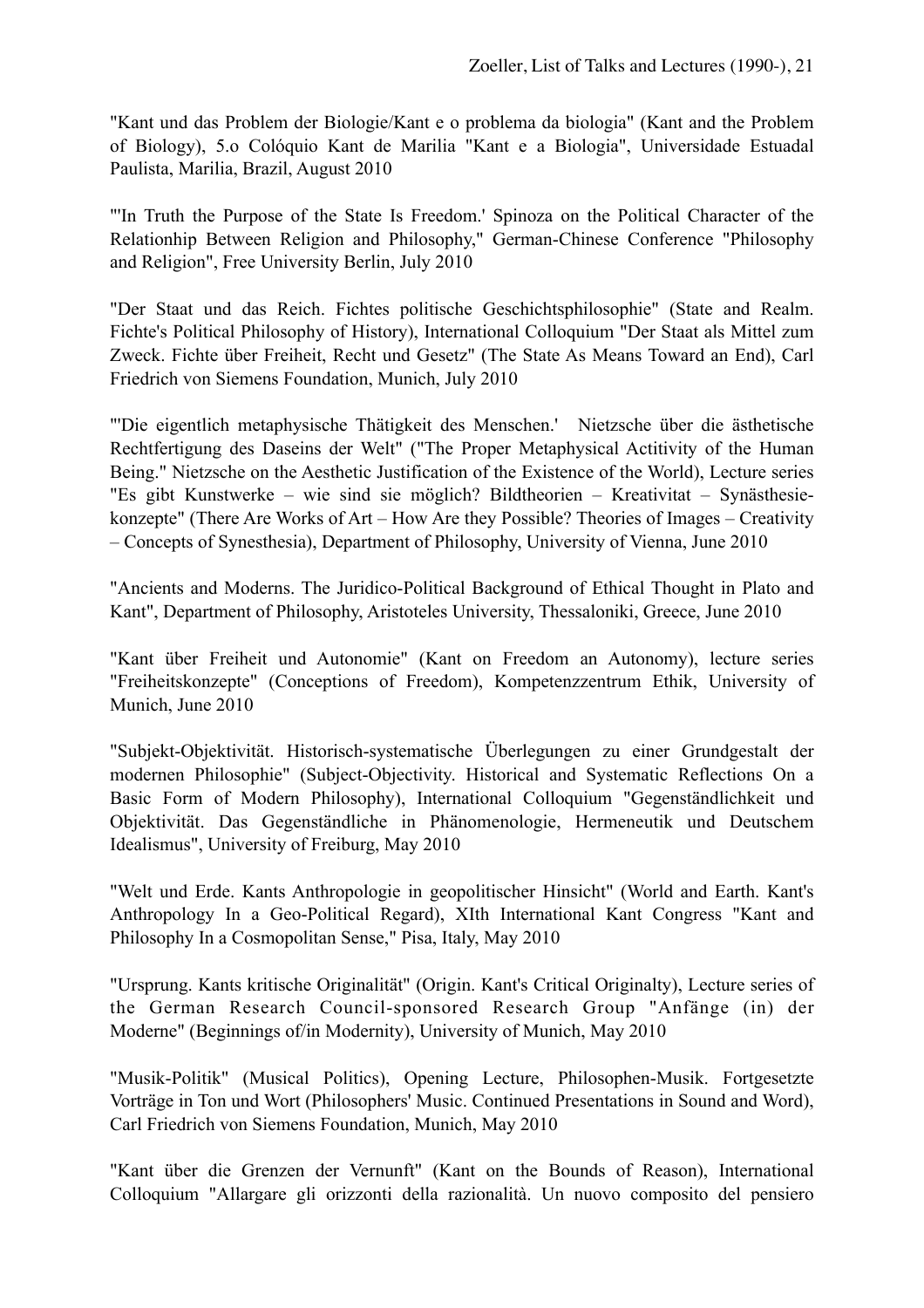"Kant und das Problem der Biologie/Kant e o problema da biologia" (Kant and the Problem of Biology), 5.o Colóquio Kant de Marilia "Kant e a Biologia", Universidade Estuadal Paulista, Marilia, Brazil, August 2010

"'In Truth the Purpose of the State Is Freedom.' Spinoza on the Political Character of the Relationhip Between Religion and Philosophy," German-Chinese Conference "Philosophy and Religion", Free University Berlin, July 2010

"Der Staat und das Reich. Fichtes politische Geschichtsphilosophie" (State and Realm. Fichte's Political Philosophy of History), International Colloquium "Der Staat als Mittel zum Zweck. Fichte über Freiheit, Recht und Gesetz" (The State As Means Toward an End), Carl Friedrich von Siemens Foundation, Munich, July 2010

"'Die eigentlich metaphysische Thätigkeit des Menschen.' Nietzsche über die ästhetische Rechtfertigung des Daseins der Welt" ("The Proper Metaphysical Actitivity of the Human Being." Nietzsche on the Aesthetic Justification of the Existence of the World), Lecture series "Es gibt Kunstwerke – wie sind sie möglich? Bildtheorien – Kreativitat – Synästhesiekonzepte" (There Are Works of Art – How Are they Possible? Theories of Images – Creativity – Concepts of Synesthesia), Department of Philosophy, University of Vienna, June 2010

"Ancients and Moderns. The Juridico-Political Background of Ethical Thought in Plato and Kant", Department of Philosophy, Aristoteles University, Thessaloniki, Greece, June 2010

"Kant über Freiheit und Autonomie" (Kant on Freedom an Autonomy), lecture series "Freiheitskonzepte" (Conceptions of Freedom), Kompetenzzentrum Ethik, University of Munich, June 2010

"Subjekt-Objektivität. Historisch-systematische Überlegungen zu einer Grundgestalt der modernen Philosophie" (Subject-Objectivity. Historical and Systematic Reflections On a Basic Form of Modern Philosophy), International Colloquium "Gegenständlichkeit und Objektivität. Das Gegenständliche in Phänomenologie, Hermeneutik und Deutschem Idealismus", University of Freiburg, May 2010

"Welt und Erde. Kants Anthropologie in geopolitischer Hinsicht" (World and Earth. Kant's Anthropology In a Geo-Political Regard), XIth International Kant Congress "Kant and Philosophy In a Cosmopolitan Sense," Pisa, Italy, May 2010

"Ursprung. Kants kritische Originalität" (Origin. Kant's Critical Originalty), Lecture series of the German Research Council-sponsored Research Group "Anfänge (in) der Moderne" (Beginnings of/in Modernity), University of Munich, May 2010

"Musik-Politik" (Musical Politics), Opening Lecture, Philosophen-Musik. Fortgesetzte Vorträge in Ton und Wort (Philosophers' Music. Continued Presentations in Sound and Word), Carl Friedrich von Siemens Foundation, Munich, May 2010

"Kant über die Grenzen der Vernunft" (Kant on the Bounds of Reason), International Colloquium "Allargare gli orizzonti della razionalità. Un nuovo composito del pensiero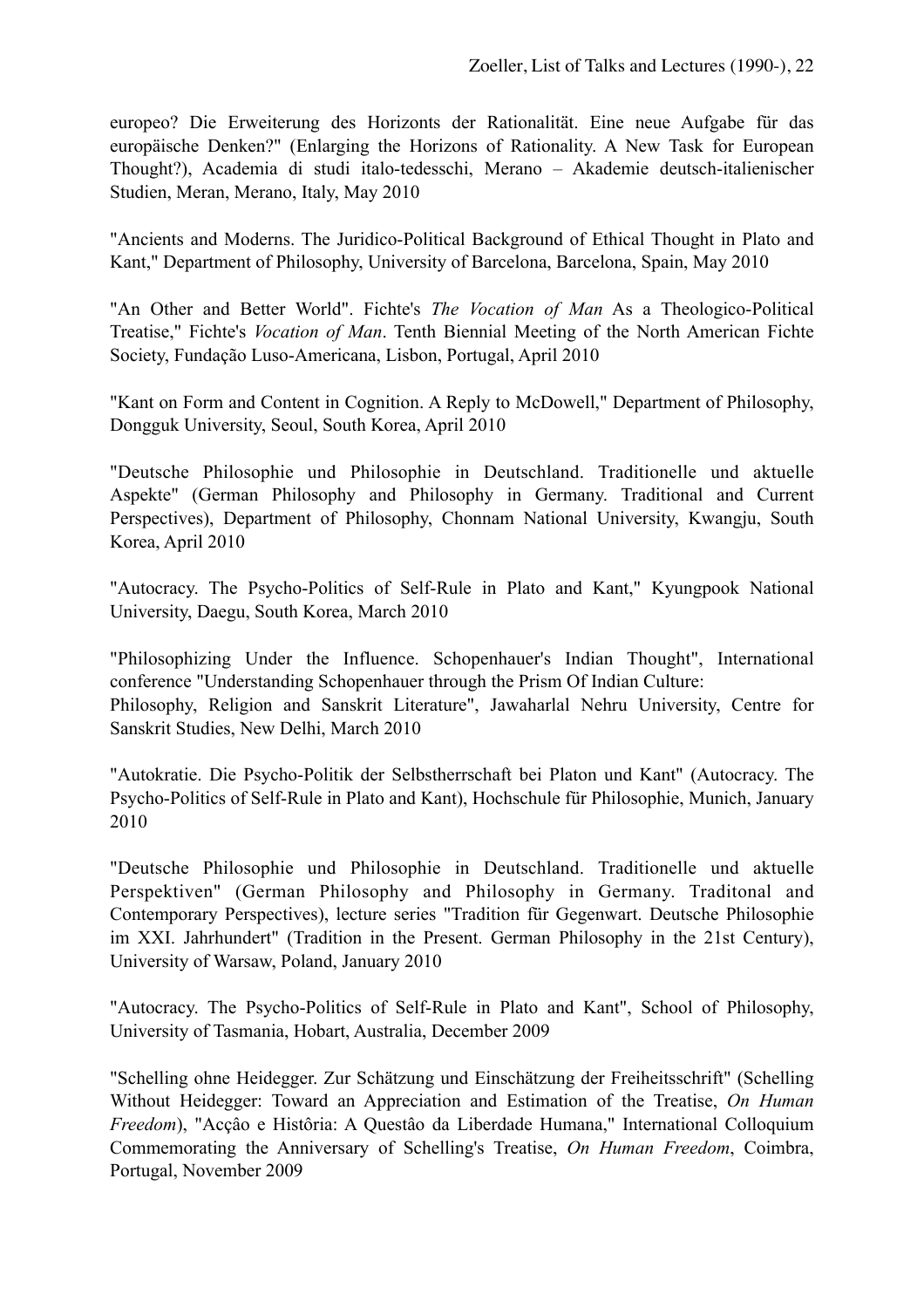europeo? Die Erweiterung des Horizonts der Rationalität. Eine neue Aufgabe für das europäische Denken?" (Enlarging the Horizons of Rationality. A New Task for European Thought?), Academia di studi italo-tedesschi, Merano – Akademie deutsch-italienischer Studien, Meran, Merano, Italy, May 2010

"Ancients and Moderns. The Juridico-Political Background of Ethical Thought in Plato and Kant," Department of Philosophy, University of Barcelona, Barcelona, Spain, May 2010

"An Other and Better World". Fichte's *The Vocation of Man* As a Theologico-Political Treatise," Fichte's *Vocation of Man*. Tenth Biennial Meeting of the North American Fichte Society, Fundação Luso-Americana, Lisbon, Portugal, April 2010

"Kant on Form and Content in Cognition. A Reply to McDowell," Department of Philosophy, Dongguk University, Seoul, South Korea, April 2010

"Deutsche Philosophie und Philosophie in Deutschland. Traditionelle und aktuelle Aspekte" (German Philosophy and Philosophy in Germany. Traditional and Current Perspectives), Department of Philosophy, Chonnam National University, Kwangju, South Korea, April 2010

"Autocracy. The Psycho-Politics of Self-Rule in Plato and Kant," Kyungpook National University, Daegu, South Korea, March 2010

"Philosophizing Under the Influence. Schopenhauer's Indian Thought", International conference "Understanding Schopenhauer through the Prism Of Indian Culture: Philosophy, Religion and Sanskrit Literature", Jawaharlal Nehru University, Centre for Sanskrit Studies, New Delhi, March 2010

"Autokratie. Die Psycho-Politik der Selbstherrschaft bei Platon und Kant" (Autocracy. The Psycho-Politics of Self-Rule in Plato and Kant), Hochschule für Philosophie, Munich, January 2010

"Deutsche Philosophie und Philosophie in Deutschland. Traditionelle und aktuelle Perspektiven" (German Philosophy and Philosophy in Germany. Traditonal and Contemporary Perspectives), lecture series "Tradition für Gegenwart. Deutsche Philosophie im XXI. Jahrhundert" (Tradition in the Present. German Philosophy in the 21st Century), University of Warsaw, Poland, January 2010

"Autocracy. The Psycho-Politics of Self-Rule in Plato and Kant", School of Philosophy, University of Tasmania, Hobart, Australia, December 2009

"Schelling ohne Heidegger. Zur Schätzung und Einschätzung der Freiheitsschrift" (Schelling Without Heidegger: Toward an Appreciation and Estimation of the Treatise, *On Human Freedom*), "Acçâo e Histôria: A Questâo da Liberdade Humana," International Colloquium Commemorating the Anniversary of Schelling's Treatise, *On Human Freedom*, Coimbra, Portugal, November 2009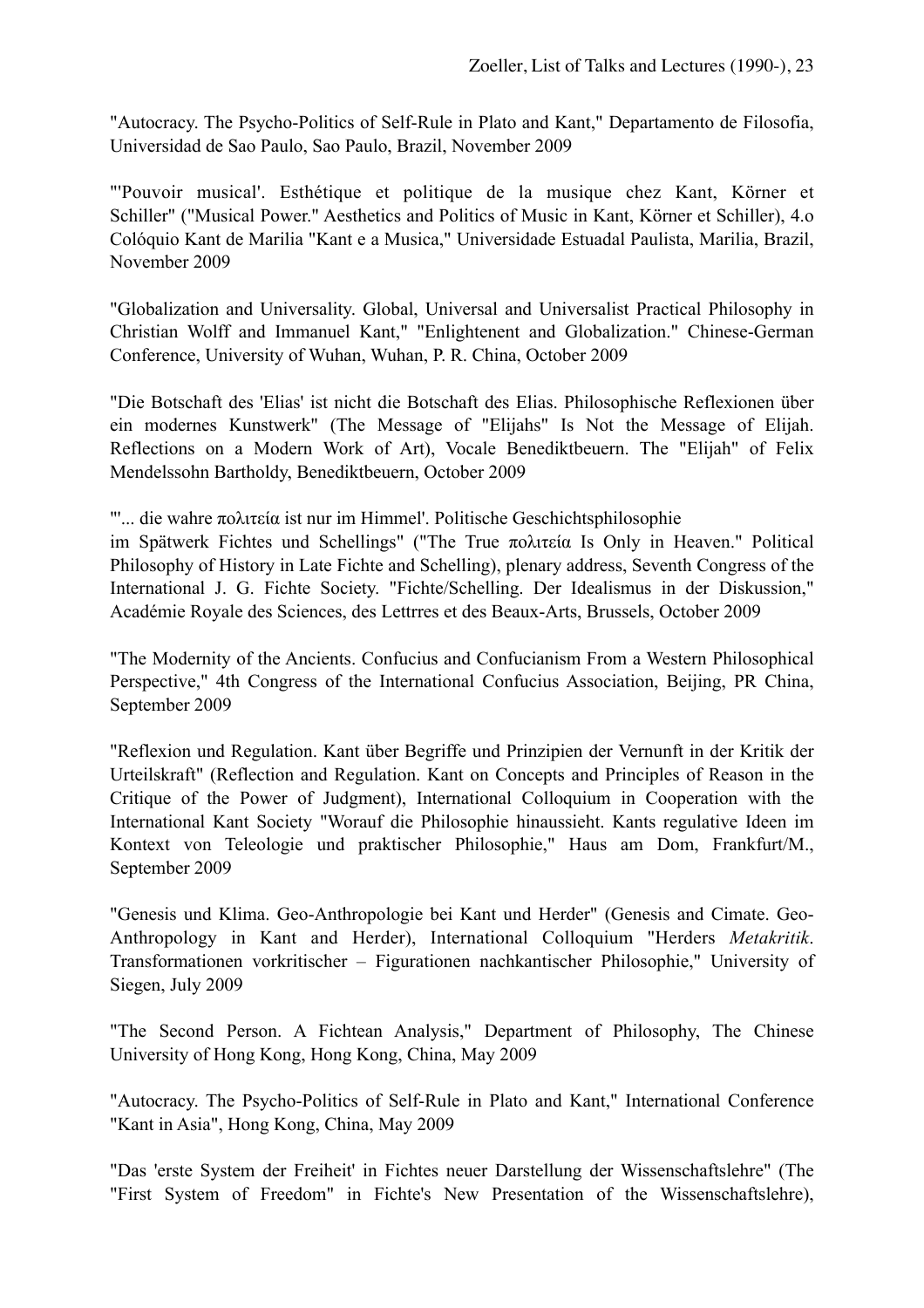"Autocracy. The Psycho-Politics of Self-Rule in Plato and Kant," Departamento de Filosofia, Universidad de Sao Paulo, Sao Paulo, Brazil, November 2009

"'Pouvoir musical'. Esthétique et politique de la musique chez Kant, Körner et Schiller" ("Musical Power." Aesthetics and Politics of Music in Kant, Körner et Schiller), 4.o Colóquio Kant de Marilia "Kant e a Musica," Universidade Estuadal Paulista, Marilia, Brazil, November 2009

"Globalization and Universality. Global, Universal and Universalist Practical Philosophy in Christian Wolff and Immanuel Kant," "Enlightenent and Globalization." Chinese-German Conference, University of Wuhan, Wuhan, P. R. China, October 2009

"Die Botschaft des 'Elias' ist nicht die Botschaft des Elias. Philosophische Reflexionen über ein modernes Kunstwerk" (The Message of "Elijahs" Is Not the Message of Elijah. Reflections on a Modern Work of Art), Vocale Benediktbeuern. The "Elijah" of Felix Mendelssohn Bartholdy, Benediktbeuern, October 2009

"'... die wahre πολιτεία ist nur im Himmel'. Politische Geschichtsphilosophie im Spätwerk Fichtes und Schellings" ("The True πολιτεία Is Only in Heaven." Political Philosophy of History in Late Fichte and Schelling), plenary address, Seventh Congress of the International J. G. Fichte Society. "Fichte/Schelling. Der Idealismus in der Diskussion," Académie Royale des Sciences, des Lettrres et des Beaux-Arts, Brussels, October 2009

"The Modernity of the Ancients. Confucius and Confucianism From a Western Philosophical Perspective," 4th Congress of the International Confucius Association, Beijing, PR China, September 2009

"Reflexion und Regulation. Kant über Begriffe und Prinzipien der Vernunft in der Kritik der Urteilskraft" (Reflection and Regulation. Kant on Concepts and Principles of Reason in the Critique of the Power of Judgment), International Colloquium in Cooperation with the International Kant Society "Worauf die Philosophie hinaussieht. Kants regulative Ideen im Kontext von Teleologie und praktischer Philosophie," Haus am Dom, Frankfurt/M., September 2009

"Genesis und Klima. Geo-Anthropologie bei Kant und Herder" (Genesis and Cimate. Geo-Anthropology in Kant and Herder), International Colloquium "Herders *Metakritik*. Transformationen vorkritischer – Figurationen nachkantischer Philosophie," University of Siegen, July 2009

"The Second Person. A Fichtean Analysis," Department of Philosophy, The Chinese University of Hong Kong, Hong Kong, China, May 2009

"Autocracy. The Psycho-Politics of Self-Rule in Plato and Kant," International Conference "Kant in Asia", Hong Kong, China, May 2009

"Das 'erste System der Freiheit' in Fichtes neuer Darstellung der Wissenschaftslehre" (The "First System of Freedom" in Fichte's New Presentation of the Wissenschaftslehre),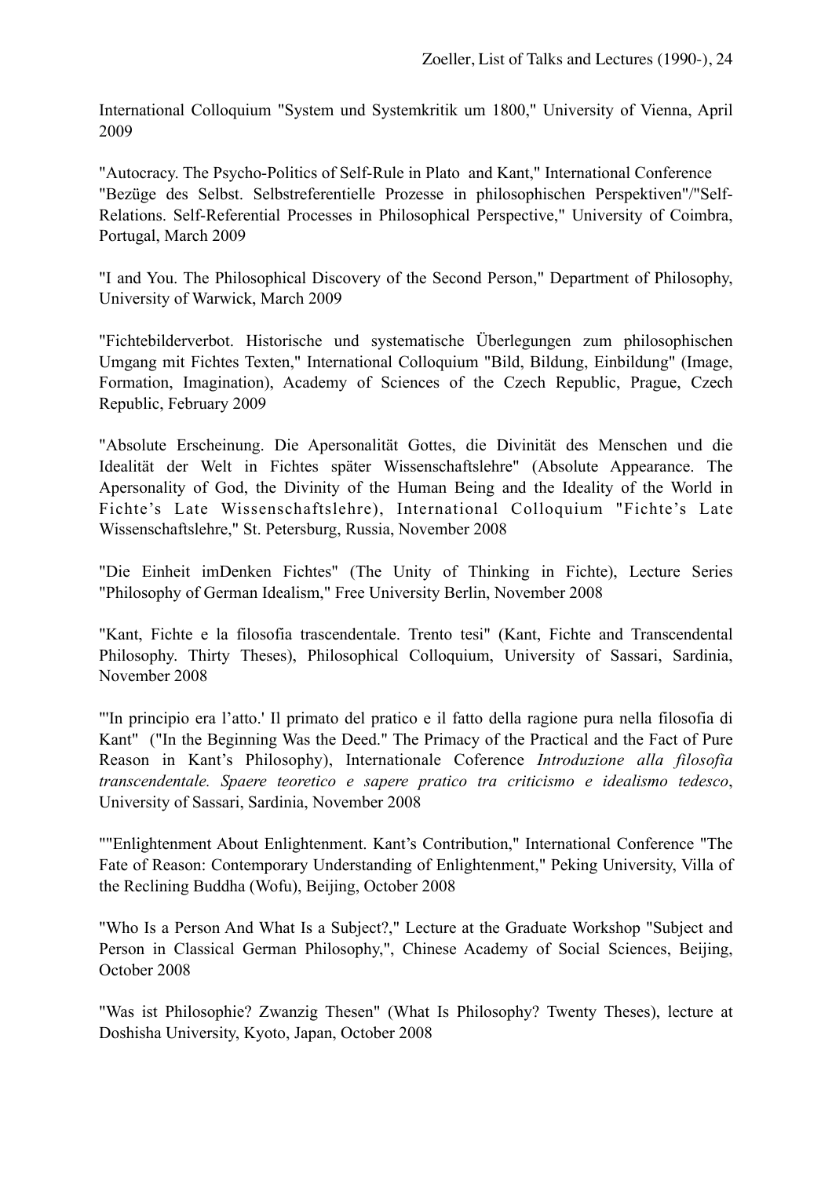International Colloquium "System und Systemkritik um 1800," University of Vienna, April 2009

"Autocracy. The Psycho-Politics of Self-Rule in Plato  and Kant," International Conference "Bezüge des Selbst. Selbstreferentielle Prozesse in philosophischen Perspektiven"/"Self-Relations. Self-Referential Processes in Philosophical Perspective," University of Coimbra, Portugal, March 2009

"I and You. The Philosophical Discovery of the Second Person," Department of Philosophy, University of Warwick, March 2009

"Fichtebilderverbot. Historische und systematische Überlegungen zum philosophischen Umgang mit Fichtes Texten," International Colloquium "Bild, Bildung, Einbildung" (Image, Formation, Imagination), Academy of Sciences of the Czech Republic, Prague, Czech Republic, February 2009

"Absolute Erscheinung. Die Apersonalität Gottes, die Divinität des Menschen und die Idealität der Welt in Fichtes später Wissenschaftslehre" (Absolute Appearance. The Apersonality of God, the Divinity of the Human Being and the Ideality of the World in Fichte's Late Wissenschaftslehre), International Colloquium "Fichte's Late Wissenschaftslehre," St. Petersburg, Russia, November 2008

"Die Einheit imDenken Fichtes" (The Unity of Thinking in Fichte), Lecture Series "Philosophy of German Idealism," Free University Berlin, November 2008

"Kant, Fichte e la filosofia trascendentale. Trento tesi" (Kant, Fichte and Transcendental Philosophy. Thirty Theses), Philosophical Colloquium, University of Sassari, Sardinia, November 2008

"'In principio era l'atto.' Il primato del pratico e il fatto della ragione pura nella filosofia di Kant"  ("In the Beginning Was the Deed." The Primacy of the Practical and the Fact of Pure Reason in Kant's Philosophy), Internationale Coference *Introduzione alla filosofia transcendentale. Spaere teoretico e sapere pratico tra criticismo e idealismo tedesco*, University of Sassari, Sardinia, November 2008

""Enlightenment About Enlightenment. Kant's Contribution," International Conference "The Fate of Reason: Contemporary Understanding of Enlightenment," Peking University, Villa of the Reclining Buddha (Wofu), Beijing, October 2008

"Who Is a Person And What Is a Subject?," Lecture at the Graduate Workshop "Subject and Person in Classical German Philosophy,", Chinese Academy of Social Sciences, Beijing, October 2008

"Was ist Philosophie? Zwanzig Thesen" (What Is Philosophy? Twenty Theses), lecture at Doshisha University, Kyoto, Japan, October 2008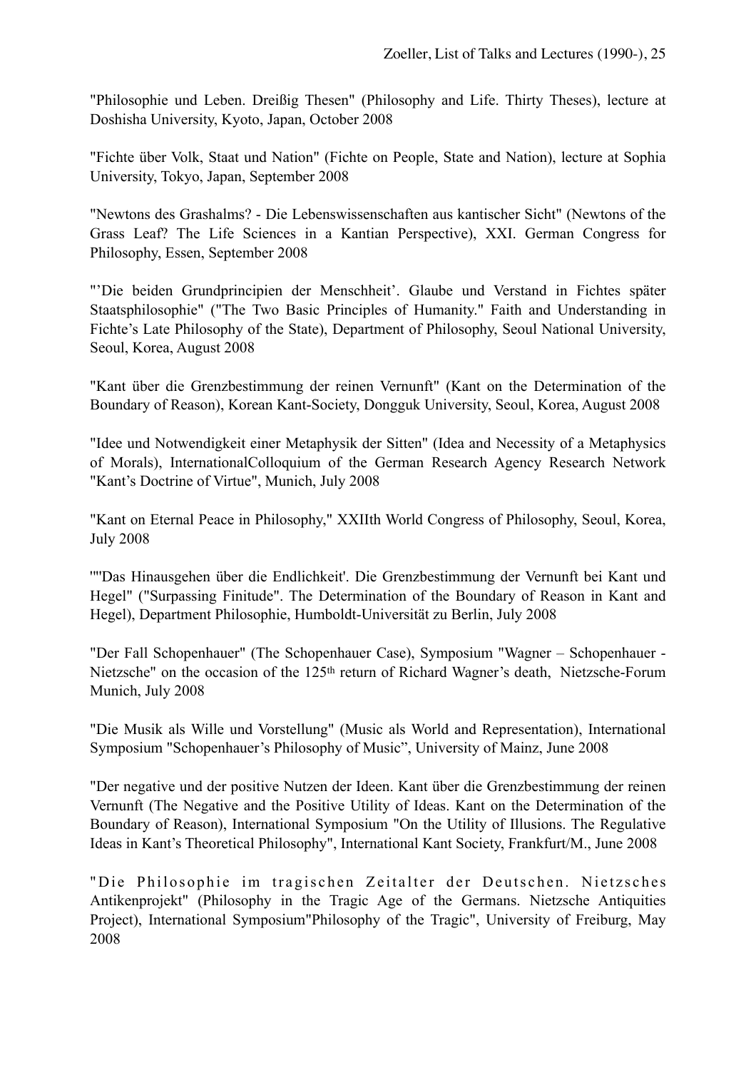"Philosophie und Leben. Dreißig Thesen" (Philosophy and Life. Thirty Theses), lecture at Doshisha University, Kyoto, Japan, October 2008

"Fichte über Volk, Staat und Nation" (Fichte on People, State and Nation), lecture at Sophia University, Tokyo, Japan, September 2008

"Newtons des Grashalms? - Die Lebenswissenschaften aus kantischer Sicht" (Newtons of the Grass Leaf? The Life Sciences in a Kantian Perspective), XXI. German Congress for Philosophy, Essen, September 2008

"'Die beiden Grundprincipien der Menschheit'. Glaube und Verstand in Fichtes später Staatsphilosophie" ("The Two Basic Principles of Humanity." Faith and Understanding in Fichte's Late Philosophy of the State), Department of Philosophy, Seoul National University, Seoul, Korea, August 2008

"Kant über die Grenzbestimmung der reinen Vernunft" (Kant on the Determination of the Boundary of Reason), Korean Kant-Society, Dongguk University, Seoul, Korea, August 2008

"Idee und Notwendigkeit einer Metaphysik der Sitten" (Idea and Necessity of a Metaphysics of Morals), InternationalColloquium of the German Research Agency Research Network "Kant's Doctrine of Virtue", Munich, July 2008

"Kant on Eternal Peace in Philosophy," XXIIth World Congress of Philosophy, Seoul, Korea, July 2008

""Das Hinausgehen über die Endlichkeit'. Die Grenzbestimmung der Vernunft bei Kant und Hegel" ("Surpassing Finitude". The Determination of the Boundary of Reason in Kant and Hegel), Department Philosophie, Humboldt-Universität zu Berlin, July 2008

"Der Fall Schopenhauer" (The Schopenhauer Case), Symposium "Wagner – Schopenhauer - Nietzsche" on the occasion of the 125th return of Richard Wagner's death, Nietzsche-Forum Munich, July 2008

"Die Musik als Wille und Vorstellung" (Music als World and Representation), International Symposium "Schopenhauer's Philosophy of Music", University of Mainz, June 2008

"Der negative und der positive Nutzen der Ideen. Kant über die Grenzbestimmung der reinen Vernunft (The Negative and the Positive Utility of Ideas. Kant on the Determination of the Boundary of Reason), International Symposium "On the Utility of Illusions. The Regulative Ideas in Kant's Theoretical Philosophy", International Kant Society, Frankfurt/M., June 2008

"Die Philosophie im tragischen Zeitalter der Deutschen. Nietzsches Antikenprojekt" (Philosophy in the Tragic Age of the Germans. Nietzsche Antiquities Project), International Symposium"Philosophy of the Tragic", University of Freiburg, May 2008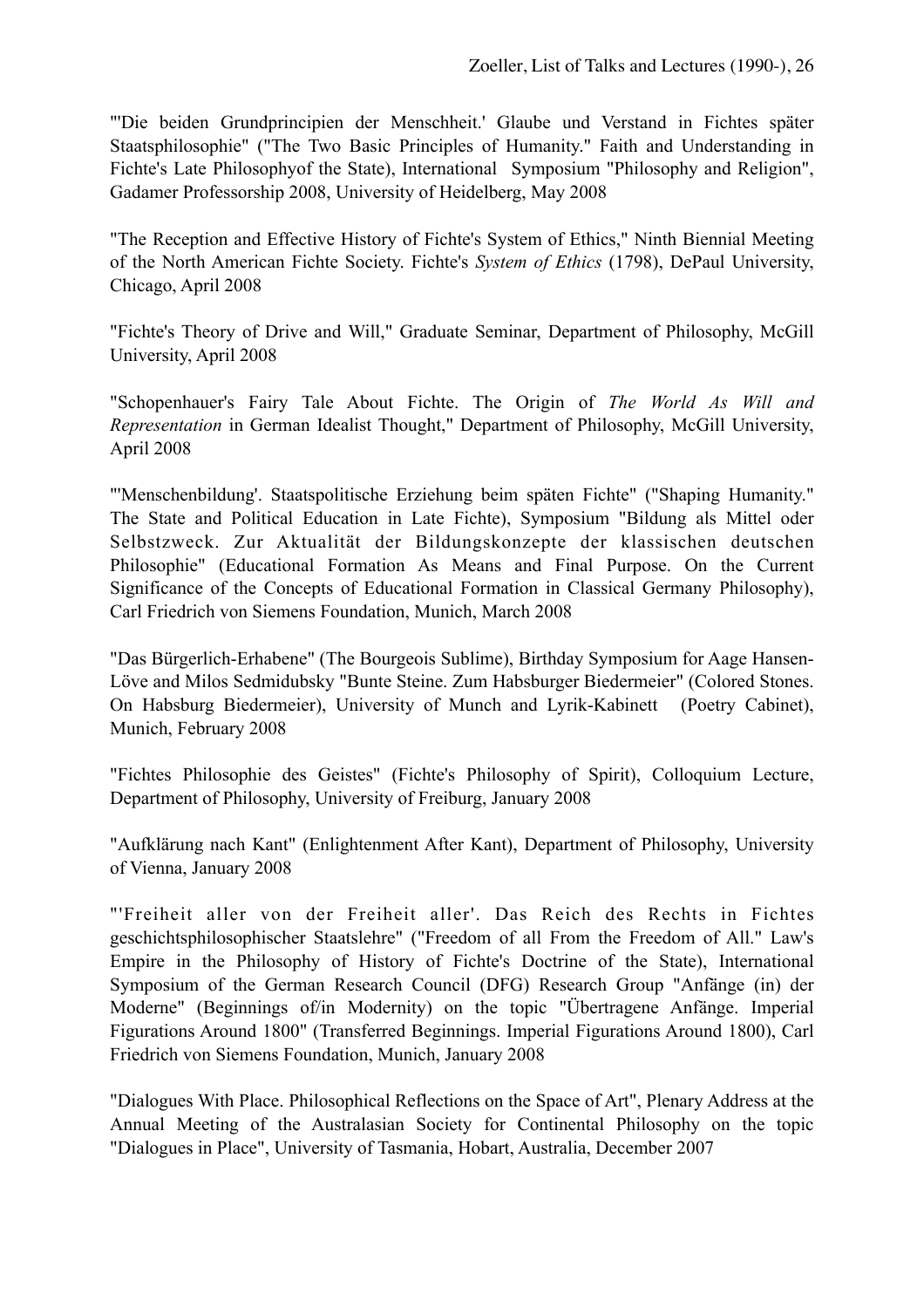"'Die beiden Grundprincipien der Menschheit.' Glaube und Verstand in Fichtes später Staatsphilosophie" ("The Two Basic Principles of Humanity." Faith and Understanding in Fichte's Late Philosophyof the State), International Symposium "Philosophy and Religion", Gadamer Professorship 2008, University of Heidelberg, May 2008

"The Reception and Effective History of Fichte's System of Ethics," Ninth Biennial Meeting of the North American Fichte Society. Fichte's *System of Ethics* (1798), DePaul University, Chicago, April 2008

"Fichte's Theory of Drive and Will," Graduate Seminar, Department of Philosophy, McGill University, April 2008

"Schopenhauer's Fairy Tale About Fichte. The Origin of *The World As Will and Representation* in German Idealist Thought," Department of Philosophy, McGill University, April 2008

"'Menschenbildung'. Staatspolitische Erziehung beim späten Fichte" ("Shaping Humanity." The State and Political Education in Late Fichte), Symposium "Bildung als Mittel oder Selbstzweck. Zur Aktualität der Bildungskonzepte der klassischen deutschen Philosophie" (Educational Formation As Means and Final Purpose. On the Current Significance of the Concepts of Educational Formation in Classical Germany Philosophy), Carl Friedrich von Siemens Foundation, Munich, March 2008

"Das Bürgerlich-Erhabene" (The Bourgeois Sublime), Birthday Symposium for Aage Hansen-Löve and Milos Sedmidubsky "Bunte Steine. Zum Habsburger Biedermeier" (Colored Stones. On Habsburg Biedermeier), University of Munch and Lyrik-Kabinett (Poetry Cabinet), Munich, February 2008

"Fichtes Philosophie des Geistes" (Fichte's Philosophy of Spirit), Colloquium Lecture, Department of Philosophy, University of Freiburg, January 2008

"Aufklärung nach Kant" (Enlightenment After Kant), Department of Philosophy, University of Vienna, January 2008

"'Freiheit aller von der Freiheit aller'. Das Reich des Rechts in Fichtes geschichtsphilosophischer Staatslehre" ("Freedom of all From the Freedom of All." Law's Empire in the Philosophy of History of Fichte's Doctrine of the State), International Symposium of the German Research Council (DFG) Research Group "Anfänge (in) der Moderne" (Beginnings of/in Modernity) on the topic "Übertragene Anfänge. Imperial Figurations Around 1800" (Transferred Beginnings. Imperial Figurations Around 1800), Carl Friedrich von Siemens Foundation, Munich, January 2008

"Dialogues With Place. Philosophical Reflections on the Space of Art", Plenary Address at the Annual Meeting of the Australasian Society for Continental Philosophy on the topic "Dialogues in Place", University of Tasmania, Hobart, Australia, December 2007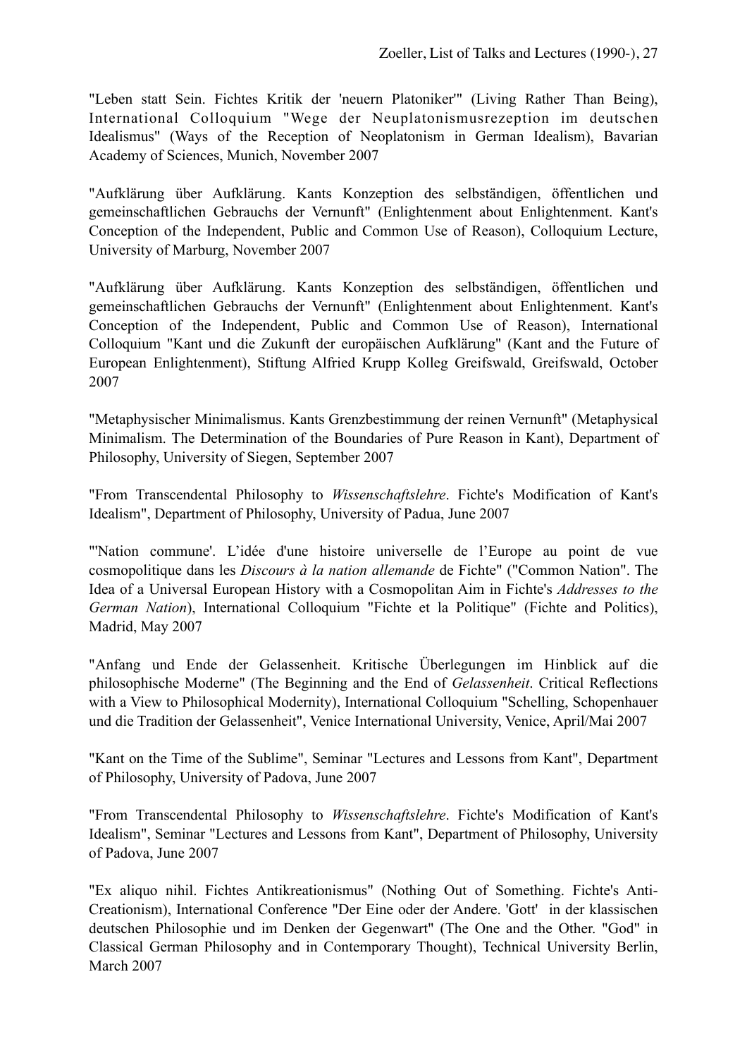"Leben statt Sein. Fichtes Kritik der 'neuern Platoniker'" (Living Rather Than Being), International Colloquium "Wege der Neuplatonismusrezeption im deutschen Idealismus" (Ways of the Reception of Neoplatonism in German Idealism), Bavarian Academy of Sciences, Munich, November 2007

"Aufklärung über Aufklärung. Kants Konzeption des selbständigen, öffentlichen und gemeinschaftlichen Gebrauchs der Vernunft" (Enlightenment about Enlightenment. Kant's Conception of the Independent, Public and Common Use of Reason), Colloquium Lecture, University of Marburg, November 2007

"Aufklärung über Aufklärung. Kants Konzeption des selbständigen, öffentlichen und gemeinschaftlichen Gebrauchs der Vernunft" (Enlightenment about Enlightenment. Kant's Conception of the Independent, Public and Common Use of Reason), International Colloquium "Kant und die Zukunft der europäischen Aufklärung" (Kant and the Future of European Enlightenment), Stiftung Alfried Krupp Kolleg Greifswald, Greifswald, October 2007

"Metaphysischer Minimalismus. Kants Grenzbestimmung der reinen Vernunft" (Metaphysical Minimalism. The Determination of the Boundaries of Pure Reason in Kant), Department of Philosophy, University of Siegen, September 2007

"From Transcendental Philosophy to *Wissenschaftslehre*. Fichte's Modification of Kant's Idealism", Department of Philosophy, University of Padua, June 2007

"'Nation commune'. L'idée d'une histoire universelle de l'Europe au point de vue cosmopolitique dans les *Discours à la nation allemande* de Fichte" ("Common Nation". The Idea of a Universal European History with a Cosmopolitan Aim in Fichte's *Addresses to the German Nation*), International Colloquium "Fichte et la Politique" (Fichte and Politics), Madrid, May 2007

"Anfang und Ende der Gelassenheit. Kritische Überlegungen im Hinblick auf die philosophische Moderne" (The Beginning and the End of *Gelassenheit*. Critical Reflections with a View to Philosophical Modernity), International Colloquium "Schelling, Schopenhauer und die Tradition der Gelassenheit", Venice International University, Venice, April/Mai 2007

"Kant on the Time of the Sublime", Seminar "Lectures and Lessons from Kant", Department of Philosophy, University of Padova, June 2007

"From Transcendental Philosophy to *Wissenschaftslehre*. Fichte's Modification of Kant's Idealism", Seminar "Lectures and Lessons from Kant", Department of Philosophy, University of Padova, June 2007

"Ex aliquo nihil. Fichtes Antikreationismus" (Nothing Out of Something. Fichte's Anti-Creationism), International Conference "Der Eine oder der Andere. 'Gott' in der klassischen deutschen Philosophie und im Denken der Gegenwart" (The One and the Other. "God" in Classical German Philosophy and in Contemporary Thought), Technical University Berlin, March 2007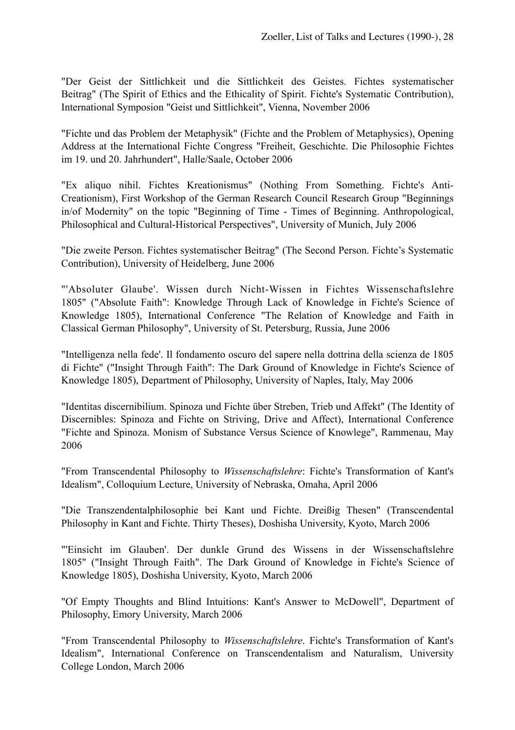"Der Geist der Sittlichkeit und die Sittlichkeit des Geistes. Fichtes systematischer Beitrag" (The Spirit of Ethics and the Ethicality of Spirit. Fichte's Systematic Contribution), International Symposion "Geist und Sittlichkeit", Vienna, November 2006

"Fichte und das Problem der Metaphysik" (Fichte and the Problem of Metaphysics), Opening Address at the International Fichte Congress "Freiheit, Geschichte. Die Philosophie Fichtes im 19. und 20. Jahrhundert", Halle/Saale, October 2006

"Ex aliquo nihil. Fichtes Kreationismus" (Nothing From Something. Fichte's Anti-Creationism), First Workshop of the German Research Council Research Group "Beginnings in/of Modernity" on the topic "Beginning of Time - Times of Beginning. Anthropological, Philosophical and Cultural-Historical Perspectives", University of Munich, July 2006

"Die zweite Person. Fichtes systematischer Beitrag" (The Second Person. Fichte's Systematic Contribution), University of Heidelberg, June 2006

"'Absoluter Glaube'. Wissen durch Nicht-Wissen in Fichtes Wissenschaftslehre 1805" ("Absolute Faith": Knowledge Through Lack of Knowledge in Fichte's Science of Knowledge 1805), International Conference "The Relation of Knowledge and Faith in Classical German Philosophy", University of St. Petersburg, Russia, June 2006

"Intelligenza nella fede'. Il fondamento oscuro del sapere nella dottrina della scienza de 1805 di Fichte" ("Insight Through Faith": The Dark Ground of Knowledge in Fichte's Science of Knowledge 1805), Department of Philosophy, University of Naples, Italy, May 2006

"Identitas discernibilium. Spinoza und Fichte über Streben, Trieb und Affekt" (The Identity of Discernibles: Spinoza and Fichte on Striving, Drive and Affect), International Conference "Fichte and Spinoza. Monism of Substance Versus Science of Knowlege", Rammenau, May 2006

"From Transcendental Philosophy to *Wissenschaftslehre*: Fichte's Transformation of Kant's Idealism", Colloquium Lecture, University of Nebraska, Omaha, April 2006

"Die Transzendentalphilosophie bei Kant und Fichte. Dreißig Thesen" (Transcendental Philosophy in Kant and Fichte. Thirty Theses), Doshisha University, Kyoto, March 2006

"'Einsicht im Glauben'. Der dunkle Grund des Wissens in der Wissenschaftslehre 1805" ("Insight Through Faith". The Dark Ground of Knowledge in Fichte's Science of Knowledge 1805), Doshisha University, Kyoto, March 2006

"Of Empty Thoughts and Blind Intuitions: Kant's Answer to McDowell", Department of Philosophy, Emory University, March 2006

"From Transcendental Philosophy to *Wissenschaftslehre*. Fichte's Transformation of Kant's Idealism", International Conference on Transcendentalism and Naturalism, University College London, March 2006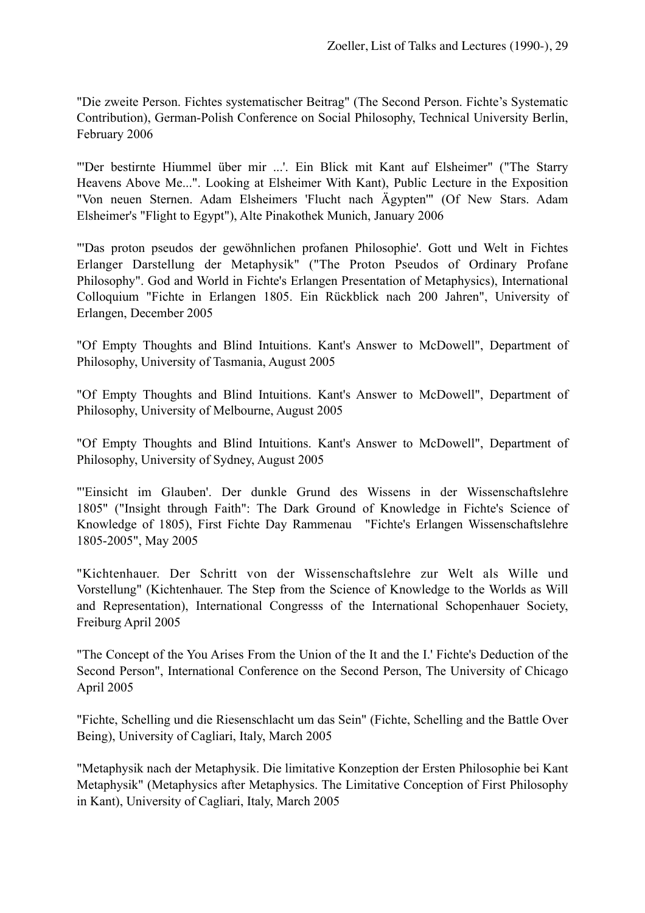"Die zweite Person. Fichtes systematischer Beitrag" (The Second Person. Fichte's Systematic Contribution), German-Polish Conference on Social Philosophy, Technical University Berlin, February 2006

"'Der bestirnte Hiummel über mir ...'. Ein Blick mit Kant auf Elsheimer" ("The Starry Heavens Above Me...". Looking at Elsheimer With Kant), Public Lecture in the Exposition "Von neuen Sternen. Adam Elsheimers 'Flucht nach Ägypten'" (Of New Stars. Adam Elsheimer's "Flight to Egypt"), Alte Pinakothek Munich, January 2006

"'Das proton pseudos der gewöhnlichen profanen Philosophie'. Gott und Welt in Fichtes Erlanger Darstellung der Metaphysik" ("The Proton Pseudos of Ordinary Profane Philosophy". God and World in Fichte's Erlangen Presentation of Metaphysics), International Colloquium "Fichte in Erlangen 1805. Ein Rückblick nach 200 Jahren", University of Erlangen, December 2005

"Of Empty Thoughts and Blind Intuitions. Kant's Answer to McDowell", Department of Philosophy, University of Tasmania, August 2005

"Of Empty Thoughts and Blind Intuitions. Kant's Answer to McDowell", Department of Philosophy, University of Melbourne, August 2005

"Of Empty Thoughts and Blind Intuitions. Kant's Answer to McDowell", Department of Philosophy, University of Sydney, August 2005

"'Einsicht im Glauben'. Der dunkle Grund des Wissens in der Wissenschaftslehre 1805" ("Insight through Faith": The Dark Ground of Knowledge in Fichte's Science of Knowledge of 1805), First Fichte Day Rammenau "Fichte's Erlangen Wissenschaftslehre 1805-2005", May 2005

"Kichtenhauer. Der Schritt von der Wissenschaftslehre zur Welt als Wille und Vorstellung" (Kichtenhauer. The Step from the Science of Knowledge to the Worlds as Will and Representation), International Congresss of the International Schopenhauer Society, Freiburg April 2005

"The Concept of the You Arises From the Union of the It and the I.' Fichte's Deduction of the Second Person", International Conference on the Second Person, The University of Chicago April 2005

"Fichte, Schelling und die Riesenschlacht um das Sein" (Fichte, Schelling and the Battle Over Being), University of Cagliari, Italy, March 2005

"Metaphysik nach der Metaphysik. Die limitative Konzeption der Ersten Philosophie bei Kant Metaphysik" (Metaphysics after Metaphysics. The Limitative Conception of First Philosophy in Kant), University of Cagliari, Italy, March 2005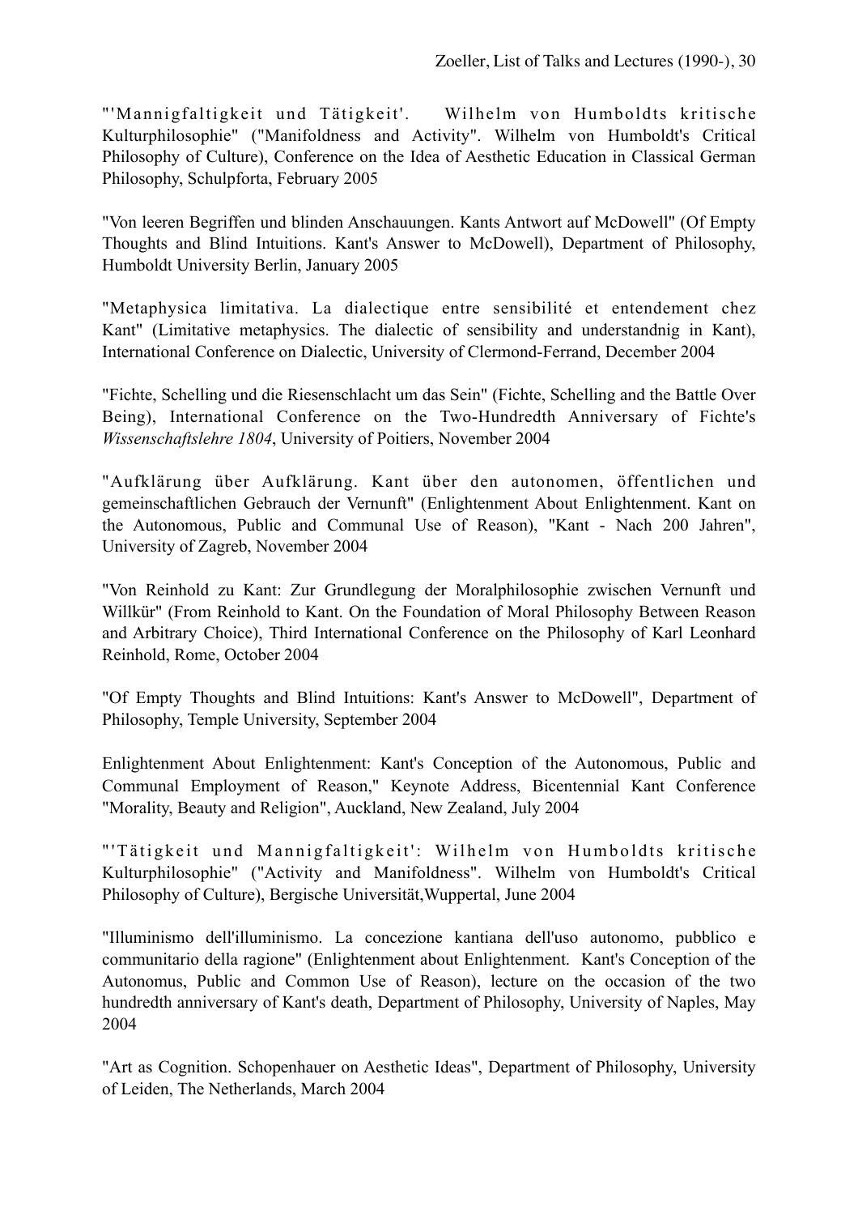"'Mannigfaltigkeit und Tätigkeit'. Wilhelm von Humboldts kritische Kulturphilosophie" ("Manifoldness and Activity". Wilhelm von Humboldt's Critical Philosophy of Culture), Conference on the Idea of Aesthetic Education in Classical German Philosophy, Schulpforta, February 2005

"Von leeren Begriffen und blinden Anschauungen. Kants Antwort auf McDowell" (Of Empty Thoughts and Blind Intuitions. Kant's Answer to McDowell), Department of Philosophy, Humboldt University Berlin, January 2005

"Metaphysica limitativa. La dialectique entre sensibilité et entendement chez Kant" (Limitative metaphysics. The dialectic of sensibility and understandnig in Kant), International Conference on Dialectic, University of Clermond-Ferrand, December 2004

"Fichte, Schelling und die Riesenschlacht um das Sein" (Fichte, Schelling and the Battle Over Being), International Conference on the Two-Hundredth Anniversary of Fichte's *Wissenschaftslehre 1804*, University of Poitiers, November 2004

"Aufklärung über Aufklärung. Kant über den autonomen, öffentlichen und gemeinschaftlichen Gebrauch der Vernunft" (Enlightenment About Enlightenment. Kant on the Autonomous, Public and Communal Use of Reason), "Kant - Nach 200 Jahren", University of Zagreb, November 2004

"Von Reinhold zu Kant: Zur Grundlegung der Moralphilosophie zwischen Vernunft und Willkür" (From Reinhold to Kant. On the Foundation of Moral Philosophy Between Reason and Arbitrary Choice), Third International Conference on the Philosophy of Karl Leonhard Reinhold, Rome, October 2004

"Of Empty Thoughts and Blind Intuitions: Kant's Answer to McDowell", Department of Philosophy, Temple University, September 2004

Enlightenment About Enlightenment: Kant's Conception of the Autonomous, Public and Communal Employment of Reason," Keynote Address, Bicentennial Kant Conference "Morality, Beauty and Religion", Auckland, New Zealand, July 2004

"'Tätigkeit und Mannigfaltigkeit': Wilhelm von Humboldts kritische Kulturphilosophie" ("Activity and Manifoldness". Wilhelm von Humboldt's Critical Philosophy of Culture), Bergische Universität,Wuppertal, June 2004

"Illuminismo dell'illuminismo. La concezione kantiana dell'uso autonomo, pubblico e communitario della ragione" (Enlightenment about Enlightenment. Kant's Conception of the Autonomus, Public and Common Use of Reason), lecture on the occasion of the two hundredth anniversary of Kant's death, Department of Philosophy, University of Naples, May 2004

"Art as Cognition. Schopenhauer on Aesthetic Ideas", Department of Philosophy, University of Leiden, The Netherlands, March 2004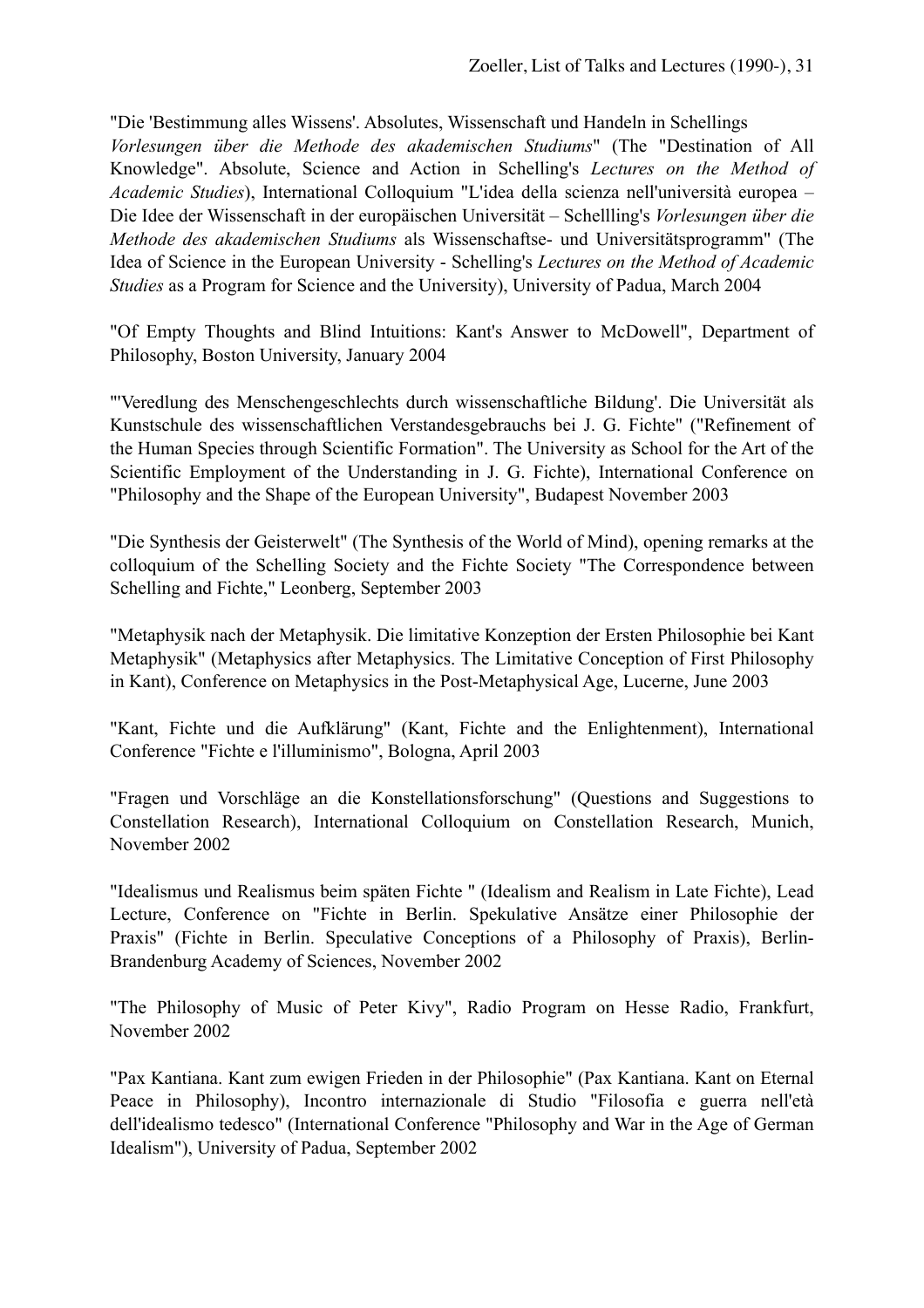"Die 'Bestimmung alles Wissens'. Absolutes, Wissenschaft und Handeln in Schellings *Vorlesungen über die Methode des akademischen Studiums*" (The "Destination of All Knowledge". Absolute, Science and Action in Schelling's *Lectures on the Method of Academic Studies*), International Colloquium "L'idea della scienza nell'università europea – Die Idee der Wissenschaft in der europäischen Universität – Schellling's *Vorlesungen über die Methode des akademischen Studiums* als Wissenschaftse- und Universitätsprogramm" (The Idea of Science in the European University - Schelling's *Lectures on the Method of Academic Studies* as a Program for Science and the University), University of Padua, March 2004

"Of Empty Thoughts and Blind Intuitions: Kant's Answer to McDowell", Department of Philosophy, Boston University, January 2004

"'Veredlung des Menschengeschlechts durch wissenschaftliche Bildung'. Die Universität als Kunstschule des wissenschaftlichen Verstandesgebrauchs bei J. G. Fichte" ("Refinement of the Human Species through Scientific Formation". The University as School for the Art of the Scientific Employment of the Understanding in J. G. Fichte), International Conference on "Philosophy and the Shape of the European University", Budapest November 2003

"Die Synthesis der Geisterwelt" (The Synthesis of the World of Mind), opening remarks at the colloquium of the Schelling Society and the Fichte Society "The Correspondence between Schelling and Fichte," Leonberg, September 2003

"Metaphysik nach der Metaphysik. Die limitative Konzeption der Ersten Philosophie bei Kant Metaphysik" (Metaphysics after Metaphysics. The Limitative Conception of First Philosophy in Kant), Conference on Metaphysics in the Post-Metaphysical Age, Lucerne, June 2003

"Kant, Fichte und die Aufklärung" (Kant, Fichte and the Enlightenment), International Conference "Fichte e l'illuminismo", Bologna, April 2003

"Fragen und Vorschläge an die Konstellationsforschung" (Questions and Suggestions to Constellation Research), International Colloquium on Constellation Research, Munich, November 2002

"Idealismus und Realismus beim späten Fichte " (Idealism and Realism in Late Fichte), Lead Lecture, Conference on "Fichte in Berlin. Spekulative Ansätze einer Philosophie der Praxis" (Fichte in Berlin. Speculative Conceptions of a Philosophy of Praxis), Berlin-Brandenburg Academy of Sciences, November 2002

"The Philosophy of Music of Peter Kivy", Radio Program on Hesse Radio, Frankfurt, November 2002

"Pax Kantiana. Kant zum ewigen Frieden in der Philosophie" (Pax Kantiana. Kant on Eternal Peace in Philosophy), Incontro internazionale di Studio "Filosofia e guerra nell'età dell'idealismo tedesco" (International Conference "Philosophy and War in the Age of German Idealism"), University of Padua, September 2002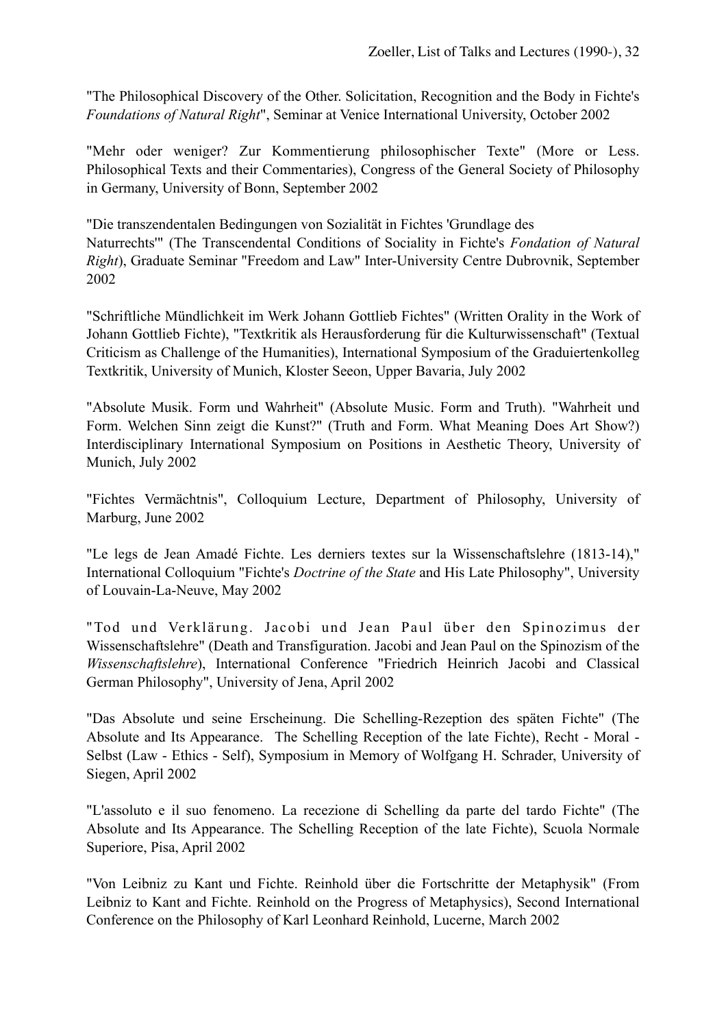"The Philosophical Discovery of the Other. Solicitation, Recognition and the Body in Fichte's *Foundations of Natural Right*", Seminar at Venice International University, October 2002

"Mehr oder weniger? Zur Kommentierung philosophischer Texte" (More or Less. Philosophical Texts and their Commentaries), Congress of the General Society of Philosophy in Germany, University of Bonn, September 2002

"Die transzendentalen Bedingungen von Sozialität in Fichtes 'Grundlage des Naturrechts'" (The Transcendental Conditions of Sociality in Fichte's *Fondation of Natural Right*), Graduate Seminar "Freedom and Law" Inter-University Centre Dubrovnik, September 2002

"Schriftliche Mündlichkeit im Werk Johann Gottlieb Fichtes" (Written Orality in the Work of Johann Gottlieb Fichte), "Textkritik als Herausforderung für die Kulturwissenschaft" (Textual Criticism as Challenge of the Humanities), International Symposium of the Graduiertenkolleg Textkritik, University of Munich, Kloster Seeon, Upper Bavaria, July 2002

"Absolute Musik. Form und Wahrheit" (Absolute Music. Form and Truth). "Wahrheit und Form. Welchen Sinn zeigt die Kunst?" (Truth and Form. What Meaning Does Art Show?) Interdisciplinary International Symposium on Positions in Aesthetic Theory, University of Munich, July 2002

"Fichtes Vermächtnis", Colloquium Lecture, Department of Philosophy, University of Marburg, June 2002

"Le legs de Jean Amadé Fichte. Les derniers textes sur la Wissenschaftslehre (1813-14)," International Colloquium "Fichte's *Doctrine of the State* and His Late Philosophy", University of Louvain-La-Neuve, May 2002

"Tod und Verklärung. Jacobi und Jean Paul über den Spinozimus der Wissenschaftslehre" (Death and Transfiguration. Jacobi and Jean Paul on the Spinozism of the *Wissenschaftslehre*), International Conference "Friedrich Heinrich Jacobi and Classical German Philosophy", University of Jena, April 2002

"Das Absolute und seine Erscheinung. Die Schelling-Rezeption des späten Fichte" (The Absolute and Its Appearance. The Schelling Reception of the late Fichte), Recht - Moral - Selbst (Law - Ethics - Self), Symposium in Memory of Wolfgang H. Schrader, University of Siegen, April 2002

"L'assoluto e il suo fenomeno. La recezione di Schelling da parte del tardo Fichte" (The Absolute and Its Appearance. The Schelling Reception of the late Fichte), Scuola Normale Superiore, Pisa, April 2002

"Von Leibniz zu Kant und Fichte. Reinhold über die Fortschritte der Metaphysik" (From Leibniz to Kant and Fichte. Reinhold on the Progress of Metaphysics), Second International Conference on the Philosophy of Karl Leonhard Reinhold, Lucerne, March 2002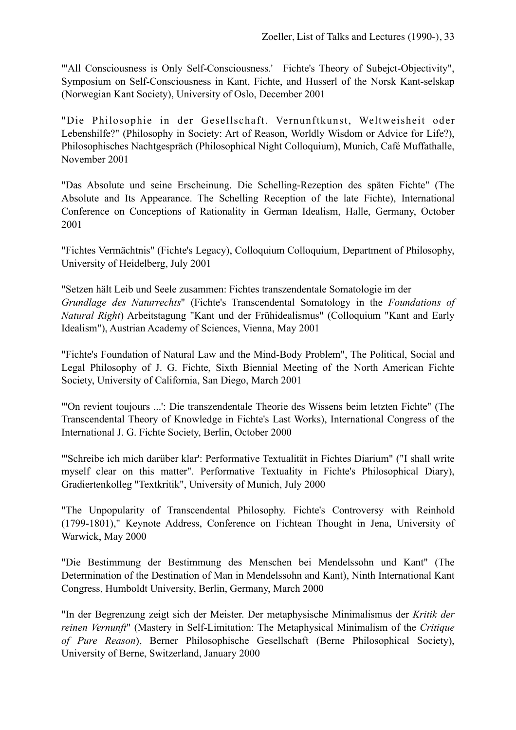"'All Consciousness is Only Self-Consciousness.' Fichte's Theory of Subejct-Objectivity", Symposium on Self-Consciousness in Kant, Fichte, and Husserl of the Norsk Kant-selskap (Norwegian Kant Society), University of Oslo, December 2001

"Die Philosophie in der Gesellschaft. Vernunftkunst, Weltweisheit oder Lebenshilfe?" (Philosophy in Society: Art of Reason, Worldly Wisdom or Advice for Life?), Philosophisches Nachtgespräch (Philosophical Night Colloquium), Munich, Café Muffathalle, November 2001

"Das Absolute und seine Erscheinung. Die Schelling-Rezeption des späten Fichte" (The Absolute and Its Appearance. The Schelling Reception of the late Fichte), International Conference on Conceptions of Rationality in German Idealism, Halle, Germany, October 2001

"Fichtes Vermächtnis" (Fichte's Legacy), Colloquium Colloquium, Department of Philosophy, University of Heidelberg, July 2001

"Setzen hält Leib und Seele zusammen: Fichtes transzendentale Somatologie im der *Grundlage des Naturrechts*" (Fichte's Transcendental Somatology in the *Foundations of Natural Right*) Arbeitstagung "Kant und der Frühidealismus" (Colloquium "Kant and Early Idealism"), Austrian Academy of Sciences, Vienna, May 2001

"Fichte's Foundation of Natural Law and the Mind-Body Problem", The Political, Social and Legal Philosophy of J. G. Fichte, Sixth Biennial Meeting of the North American Fichte Society, University of California, San Diego, March 2001

"'On revient toujours ...': Die transzendentale Theorie des Wissens beim letzten Fichte" (The Transcendental Theory of Knowledge in Fichte's Last Works), International Congress of the International J. G. Fichte Society, Berlin, October 2000

"'Schreibe ich mich darüber klar': Performative Textualität in Fichtes Diarium" ("I shall write myself clear on this matter". Performative Textuality in Fichte's Philosophical Diary), Gradiertenkolleg "Textkritik", University of Munich, July 2000

"The Unpopularity of Transcendental Philosophy. Fichte's Controversy with Reinhold (1799-1801)," Keynote Address, Conference on Fichtean Thought in Jena, University of Warwick, May 2000

"Die Bestimmung der Bestimmung des Menschen bei Mendelssohn und Kant" (The Determination of the Destination of Man in Mendelssohn and Kant), Ninth International Kant Congress, Humboldt University, Berlin, Germany, March 2000

"In der Begrenzung zeigt sich der Meister. Der metaphysische Minimalismus der *Kritik der reinen Vernunft*" (Mastery in Self-Limitation: The Metaphysical Minimalism of the *Critique of Pure Reason*), Berner Philosophische Gesellschaft (Berne Philosophical Society), University of Berne, Switzerland, January 2000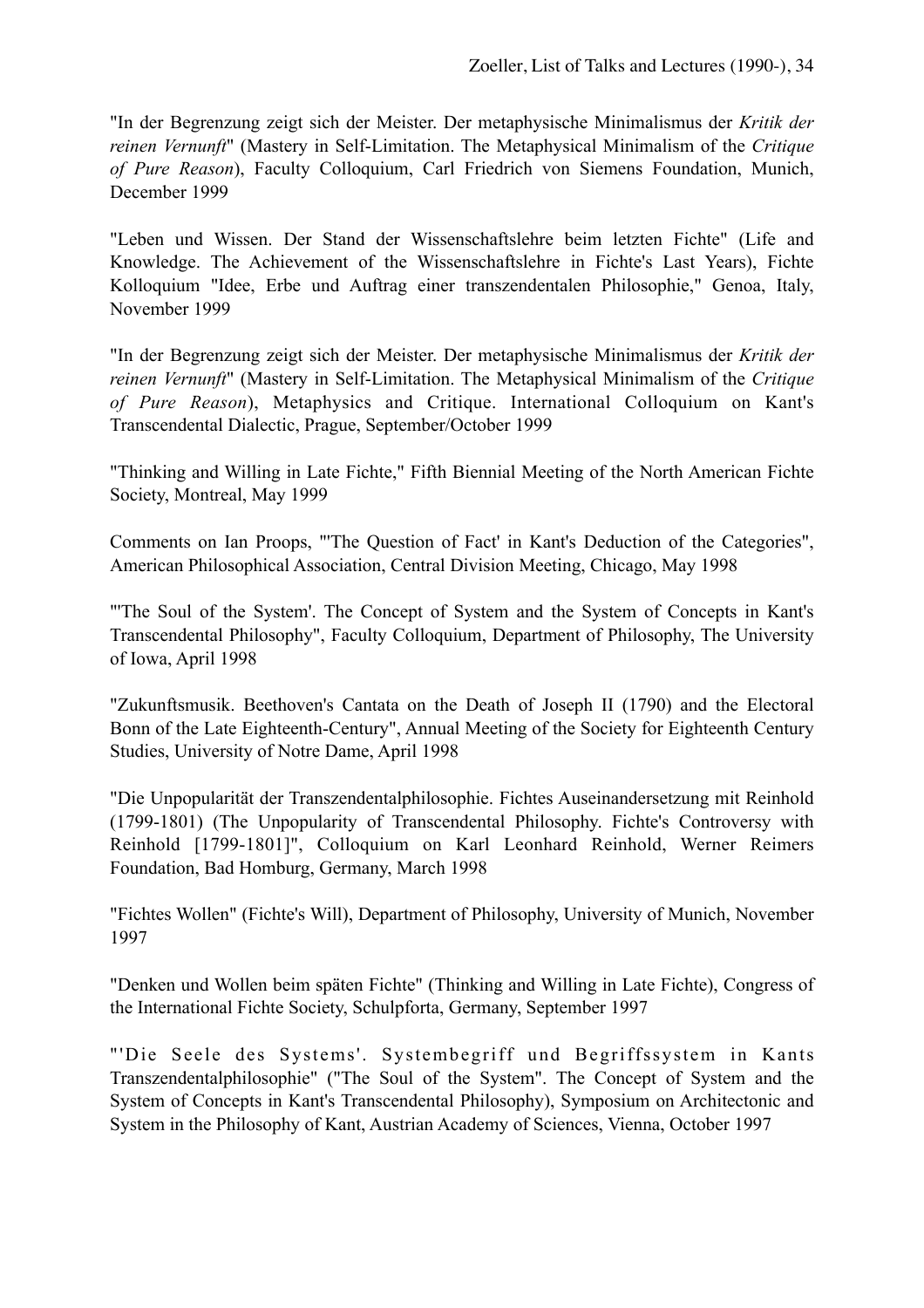"In der Begrenzung zeigt sich der Meister. Der metaphysische Minimalismus der *Kritik der reinen Vernunft*" (Mastery in Self-Limitation. The Metaphysical Minimalism of the *Critique of Pure Reason*), Faculty Colloquium, Carl Friedrich von Siemens Foundation, Munich, December 1999

"Leben und Wissen. Der Stand der Wissenschaftslehre beim letzten Fichte" (Life and Knowledge. The Achievement of the Wissenschaftslehre in Fichte's Last Years), Fichte Kolloquium "Idee, Erbe und Auftrag einer transzendentalen Philosophie," Genoa, Italy, November 1999

"In der Begrenzung zeigt sich der Meister. Der metaphysische Minimalismus der *Kritik der reinen Vernunft*" (Mastery in Self-Limitation. The Metaphysical Minimalism of the *Critique of Pure Reason*), Metaphysics and Critique. International Colloquium on Kant's Transcendental Dialectic, Prague, September/October 1999

"Thinking and Willing in Late Fichte," Fifth Biennial Meeting of the North American Fichte Society, Montreal, May 1999

Comments on Ian Proops, "'The Question of Fact' in Kant's Deduction of the Categories", American Philosophical Association, Central Division Meeting, Chicago, May 1998

"'The Soul of the System'. The Concept of System and the System of Concepts in Kant's Transcendental Philosophy", Faculty Colloquium, Department of Philosophy, The University of Iowa, April 1998

"Zukunftsmusik. Beethoven's Cantata on the Death of Joseph II (1790) and the Electoral Bonn of the Late Eighteenth-Century", Annual Meeting of the Society for Eighteenth Century Studies, University of Notre Dame, April 1998

"Die Unpopularität der Transzendentalphilosophie. Fichtes Auseinandersetzung mit Reinhold (1799-1801) (The Unpopularity of Transcendental Philosophy. Fichte's Controversy with Reinhold [1799-1801]", Colloquium on Karl Leonhard Reinhold, Werner Reimers Foundation, Bad Homburg, Germany, March 1998

"Fichtes Wollen" (Fichte's Will), Department of Philosophy, University of Munich, November 1997

"Denken und Wollen beim späten Fichte" (Thinking and Willing in Late Fichte), Congress of the International Fichte Society, Schulpforta, Germany, September 1997

"'Die Seele des Systems'. Systembegriff und Begriffssystem in Kants Transzendentalphilosophie" ("The Soul of the System". The Concept of System and the System of Concepts in Kant's Transcendental Philosophy), Symposium on Architectonic and System in the Philosophy of Kant, Austrian Academy of Sciences, Vienna, October 1997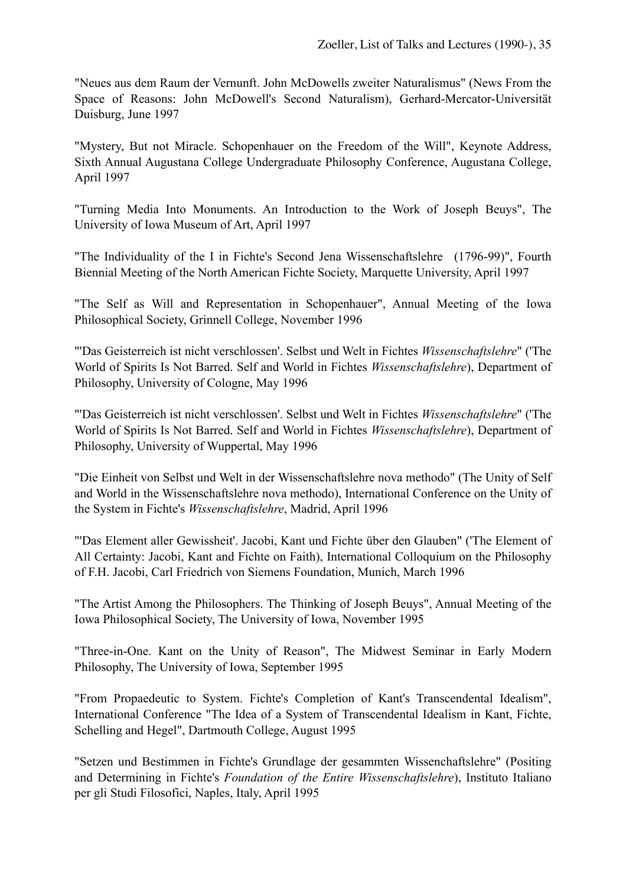"Neues aus dem Raum der Vernunft. John McDowells zweiter Naturalismus" (News From the Space of Reasons: John McDowell's Second Naturalism), Gerhard-Mercator-Universität Duisburg, June 1997

"Mystery, But not Miracle. Schopenhauer on the Freedom of the Will", Keynote Address, Sixth Annual Augustana College Undergraduate Philosophy Conference, Augustana College, April 1997

"Turning Media Into Monuments. An Introduction to the Work of Joseph Beuys", The University of Iowa Museum of Art, April 1997

"The Individuality of the I in Fichte's Second Jena Wissenschaftslehre (1796-99)", Fourth Biennial Meeting of the North American Fichte Society, Marquette University, April 1997

"The Self as Will and Representation in Schopenhauer", Annual Meeting of the Iowa Philosophical Society, Grinnell College, November 1996

"'Das Geisterreich ist nicht verschlossen'. Selbst und Welt in Fichtes *Wissenschaftslehre*" ('The World of Spirits Is Not Barred. Self and World in Fichtes *Wissenschaftslehre*), Department of Philosophy, University of Cologne, May 1996

"'Das Geisterreich ist nicht verschlossen'. Selbst und Welt in Fichtes *Wissenschaftslehre*" ('The World of Spirits Is Not Barred. Self and World in Fichtes *Wissenschaftslehre*), Department of Philosophy, University of Wuppertal, May 1996

"Die Einheit von Selbst und Welt in der Wissenschaftslehre nova methodo" (The Unity of Self and World in the Wissenschaftslehre nova methodo), International Conference on the Unity of the System in Fichte's *Wissenschaftslehre*, Madrid, April 1996

"'Das Element aller Gewissheit'. Jacobi, Kant und Fichte über den Glauben" ('The Element of All Certainty: Jacobi, Kant and Fichte on Faith), International Colloquium on the Philosophy of F.H. Jacobi, Carl Friedrich von Siemens Foundation, Munich, March 1996

"The Artist Among the Philosophers. The Thinking of Joseph Beuys", Annual Meeting of the Iowa Philosophical Society, The University of Iowa, November 1995

"Three-in-One. Kant on the Unity of Reason", The Midwest Seminar in Early Modern Philosophy, The University of Iowa, September 1995

"From Propaedeutic to System. Fichte's Completion of Kant's Transcendental Idealism", International Conference "The Idea of a System of Transcendental Idealism in Kant, Fichte, Schelling and Hegel", Dartmouth College, August 1995

"Setzen und Bestimmen in Fichte's Grundlage der gesammten Wissenchaftslehre" (Positing and Determining in Fichte's *Foundation of the Entire Wissenschaftslehre*), Instituto Italiano per gli Studi Filosofici, Naples, Italy, April 1995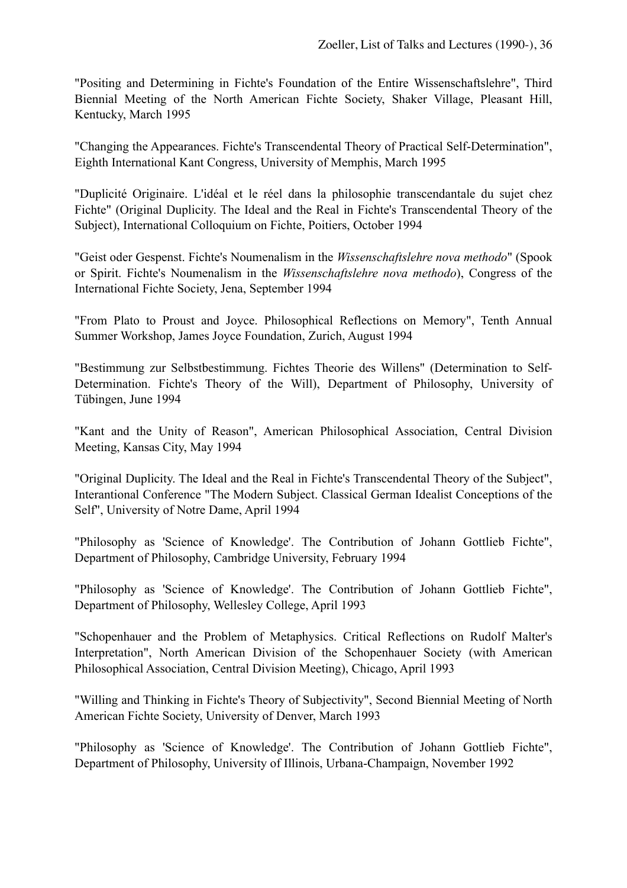"Positing and Determining in Fichte's Foundation of the Entire Wissenschaftslehre", Third Biennial Meeting of the North American Fichte Society, Shaker Village, Pleasant Hill, Kentucky, March 1995

"Changing the Appearances. Fichte's Transcendental Theory of Practical Self-Determination", Eighth International Kant Congress, University of Memphis, March 1995

"Duplicité Originaire. L'idéal et le réel dans la philosophie transcendantale du sujet chez Fichte" (Original Duplicity. The Ideal and the Real in Fichte's Transcendental Theory of the Subject), International Colloquium on Fichte, Poitiers, October 1994

"Geist oder Gespenst. Fichte's Noumenalism in the *Wissenschaftslehre nova methodo*" (Spook or Spirit. Fichte's Noumenalism in the *Wissenschaftslehre nova methodo*), Congress of the International Fichte Society, Jena, September 1994

"From Plato to Proust and Joyce. Philosophical Reflections on Memory", Tenth Annual Summer Workshop, James Joyce Foundation, Zurich, August 1994

"Bestimmung zur Selbstbestimmung. Fichtes Theorie des Willens" (Determination to Self-Determination. Fichte's Theory of the Will), Department of Philosophy, University of Tübingen, June 1994

"Kant and the Unity of Reason", American Philosophical Association, Central Division Meeting, Kansas City, May 1994

"Original Duplicity. The Ideal and the Real in Fichte's Transcendental Theory of the Subject", Interantional Conference "The Modern Subject. Classical German Idealist Conceptions of the Self", University of Notre Dame, April 1994

"Philosophy as 'Science of Knowledge'. The Contribution of Johann Gottlieb Fichte", Department of Philosophy, Cambridge University, February 1994

"Philosophy as 'Science of Knowledge'. The Contribution of Johann Gottlieb Fichte", Department of Philosophy, Wellesley College, April 1993

"Schopenhauer and the Problem of Metaphysics. Critical Reflections on Rudolf Malter's Interpretation", North American Division of the Schopenhauer Society (with American Philosophical Association, Central Division Meeting), Chicago, April 1993

"Willing and Thinking in Fichte's Theory of Subjectivity", Second Biennial Meeting of North American Fichte Society, University of Denver, March 1993

"Philosophy as 'Science of Knowledge'. The Contribution of Johann Gottlieb Fichte", Department of Philosophy, University of Illinois, Urbana-Champaign, November 1992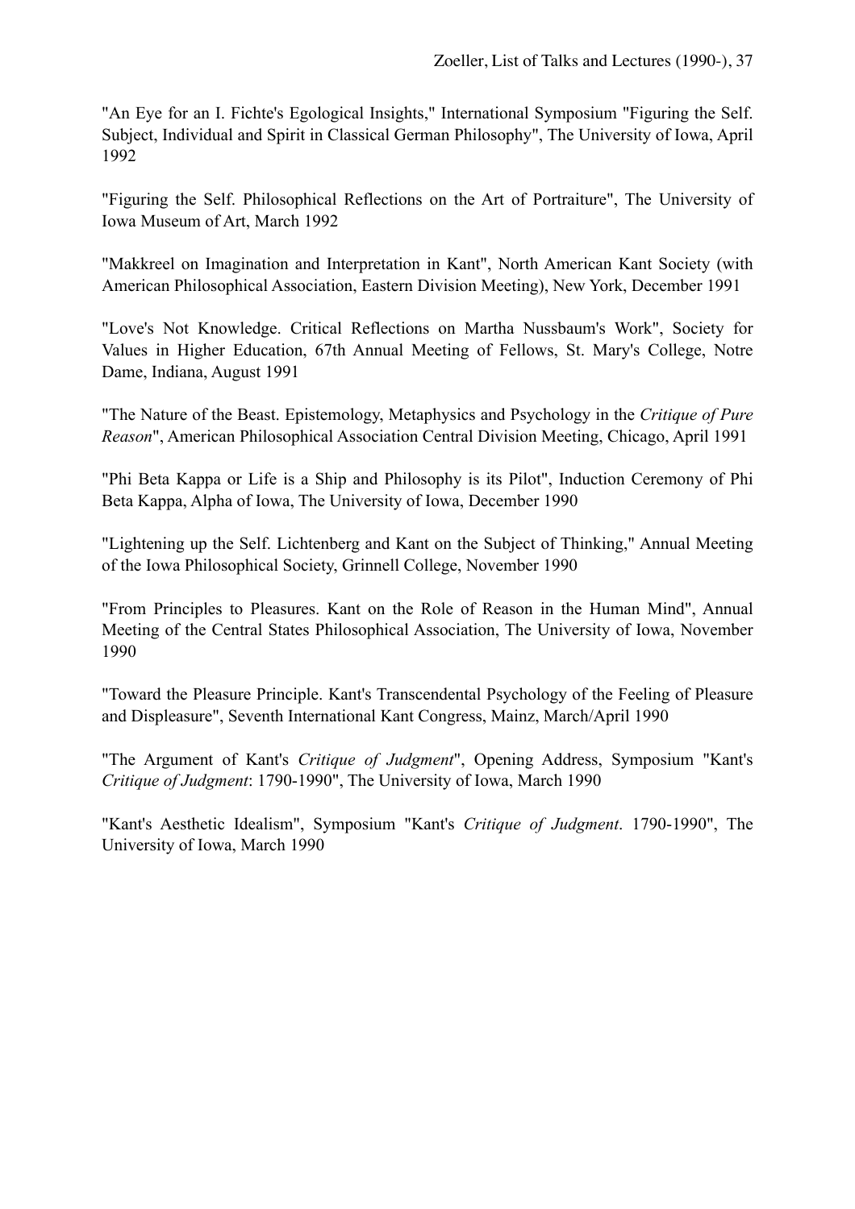"An Eye for an I. Fichte's Egological Insights," International Symposium "Figuring the Self. Subject, Individual and Spirit in Classical German Philosophy", The University of Iowa, April 1992

"Figuring the Self. Philosophical Reflections on the Art of Portraiture", The University of Iowa Museum of Art, March 1992

"Makkreel on Imagination and Interpretation in Kant", North American Kant Society (with American Philosophical Association, Eastern Division Meeting), New York, December 1991

"Love's Not Knowledge. Critical Reflections on Martha Nussbaum's Work", Society for Values in Higher Education, 67th Annual Meeting of Fellows, St. Mary's College, Notre Dame, Indiana, August 1991

"The Nature of the Beast. Epistemology, Metaphysics and Psychology in the *Critique of Pure Reason*", American Philosophical Association Central Division Meeting, Chicago, April 1991

"Phi Beta Kappa or Life is a Ship and Philosophy is its Pilot", Induction Ceremony of Phi Beta Kappa, Alpha of Iowa, The University of Iowa, December 1990

"Lightening up the Self. Lichtenberg and Kant on the Subject of Thinking," Annual Meeting of the Iowa Philosophical Society, Grinnell College, November 1990

"From Principles to Pleasures. Kant on the Role of Reason in the Human Mind", Annual Meeting of the Central States Philosophical Association, The University of Iowa, November 1990

"Toward the Pleasure Principle. Kant's Transcendental Psychology of the Feeling of Pleasure and Displeasure", Seventh International Kant Congress, Mainz, March/April 1990

"The Argument of Kant's *Critique of Judgment*", Opening Address, Symposium "Kant's *Critique of Judgment*: 1790-1990", The University of Iowa, March 1990

"Kant's Aesthetic Idealism", Symposium "Kant's *Critique of Judgment*. 1790-1990", The University of Iowa, March 1990